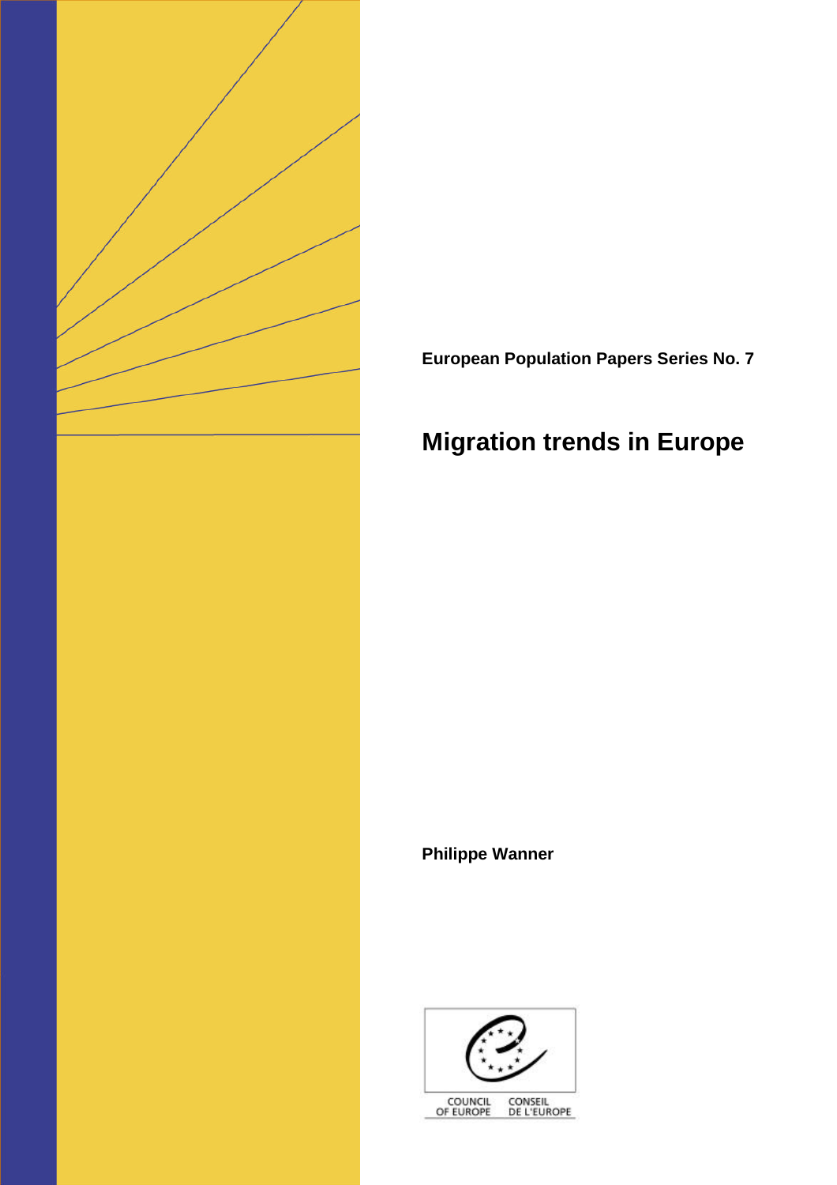**European Population Papers Series No. 7**

# Migration trends in Europe

**Philippe Wanner**

COUNCIL OF EUROPE CONSEIL DE L'EUROPE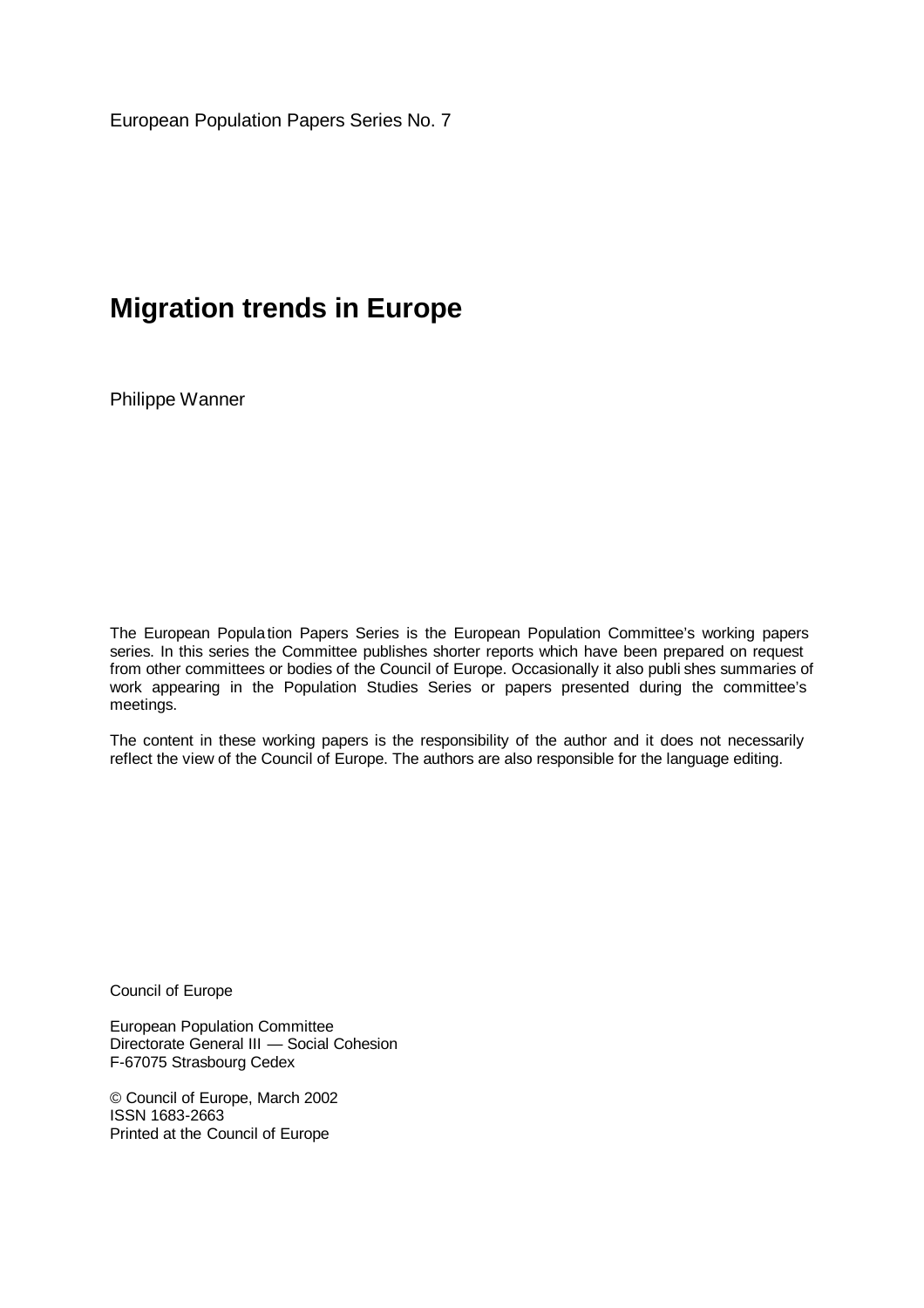European Population Papers Series No. 7

# Migration trends in Europe

Philippe Wanner

The European Population Papers Series is the European Population Committee's working papers series. In this series the Committee publishes shorter reports which have been prepared on request from other committees or bodies of the Council of Europe. Occasionally it also publishes summaries of work appearing in the Population Studies Series or papers presented during the committee's meetings.

The content in these working papers is the responsibility of the author and it does not necessarily reflect the view of the Council of Europe. The authors are also responsible for the language editing.

Council of Europe

European Population Committee
Directorate General III — Social Cohesion
F-67075 Strasbourg Cedex

© Council of Europe, March 2002
ISSN 1683-2663
Printed at the Council of Europe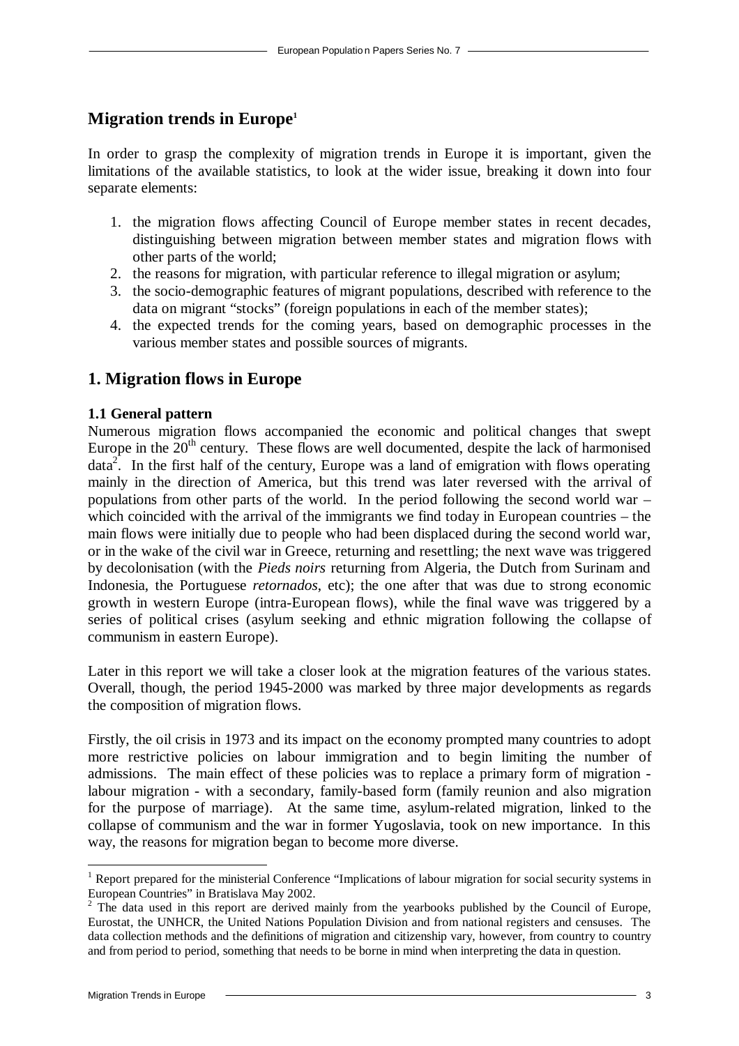## Migration trends in Europe[1]

In order to grasp the complexity of migration trends in Europe it is important, given the limitations of the available statistics, to look at the wider issue, breaking it down into four separate elements:

1. the migration flows affecting Council of Europe member states in recent decades, distinguishing between migration between member states and migration flows with other parts of the world;
2. the reasons for migration, with particular reference to illegal migration or asylum;
3. the socio-demographic features of migrant populations, described with reference to the data on migrant "stocks" (foreign populations in each of the member states);
4. the expected trends for the coming years, based on demographic processes in the various member states and possible sources of migrants.

## 1. Migration flows in Europe

### 1.1 General pattern

Numerous migration flows accompanied the economic and political changes that swept Europe in the 20th century. These flows are well documented, despite the lack of harmonised data[2]. In the first half of the century, Europe was a land of emigration with flows operating mainly in the direction of America, but this trend was later reversed with the arrival of populations from other parts of the world. In the period following the second world war – which coincided with the arrival of the immigrants we find today in European countries – the main flows were initially due to people who had been displaced during the second world war, or in the wake of the civil war in Greece, returning and resettling; the next wave was triggered by decolonisation (with the *Pieds noirs* returning from Algeria, the Dutch from Surinam and Indonesia, the Portuguese *retornados*, etc); the one after that was due to strong economic growth in western Europe (intra-European flows), while the final wave was triggered by a series of political crises (asylum seeking and ethnic migration following the collapse of communism in eastern Europe).

Later in this report we will take a closer look at the migration features of the various states. Overall, though, the period 1945-2000 was marked by three major developments as regards the composition of migration flows.

Firstly, the oil crisis in 1973 and its impact on the economy prompted many countries to adopt more restrictive policies on labour immigration and to begin limiting the number of admissions. The main effect of these policies was to replace a primary form of migration - labour migration - with a secondary, family-based form (family reunion and also migration for the purpose of marriage). At the same time, asylum-related migration, linked to the collapse of communism and the war in former Yugoslavia, took on new importance. In this way, the reasons for migration began to become more diverse.

---

[1] Report prepared for the ministerial Conference "Implications of labour migration for social security systems in European Countries" in Bratislava May 2002.

[2] The data used in this report are derived mainly from the yearbooks published by the Council of Europe, Eurostat, the UNHCR, the United Nations Population Division and from national registers and censuses. The data collection methods and the definitions of migration and citizenship vary, however, from country to country and from period to period, something that needs to be borne in mind when interpreting the data in question.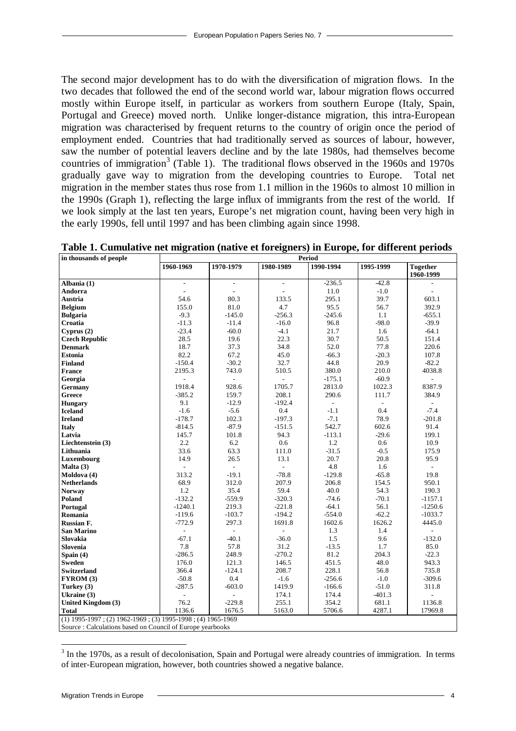The second major development has to do with the diversification of migration flows. In the two decades that followed the end of the second world war, labour migration flows occurred mostly within Europe itself, in particular as workers from southern Europe (Italy, Spain, Portugal and Greece) moved north. Unlike longer-distance migration, this intra-European migration was characterised by frequent returns to the country of origin once the period of employment ended. Countries that had traditionally served as sources of labour, however, saw the number of potential leavers decline and by the late 1980s, had themselves become countries of immigration[3] (Table 1). The traditional flows observed in the 1960s and 1970s gradually gave way to migration from the developing countries to Europe. Total net migration in the member states thus rose from 1.1 million in the 1960s to almost 10 million in the 1990s (Graph 1), reflecting the large influx of immigrants from the rest of the world. If we look simply at the last ten years, Europe's net migration count, having been very high in the early 1990s, fell until 1997 and has been climbing again since 1998.

**Table 1. Cumulative net migration (native et foreigners) in Europe, for different periods**

| in thousands of people | Period | | | | | |
|---|---|---|---|---|---|---|
| | 1960-1969 | 1970-1979 | 1980-1989 | 1990-1994 | 1995-1999 | Together 1960-1999 |
| **Albania (1)** | - | - | - | -236.5 | -42.8 | - |
| **Andorra** | - | - | - | 11.0 | -1.0 | - |
| **Austria** | 54.6 | 80.3 | 133.5 | 295.1 | 39.7 | 603.1 |
| **Belgium** | 155.0 | 81.0 | 4.7 | 95.5 | 56.7 | 392.9 |
| **Bulgaria** | -9.3 | -145.0 | -256.3 | -245.6 | 1.1 | -655.1 |
| **Croatia** | -11.3 | -11.4 | -16.0 | 96.8 | -98.0 | -39.9 |
| **Cyprus (2)** | -23.4 | -60.0 | -4.1 | 21.7 | 1.6 | -64.1 |
| **Czech Republic** | 28.5 | 19.6 | 22.3 | 30.7 | 50.5 | 151.4 |
| **Denmark** | 18.7 | 37.3 | 34.8 | 52.0 | 77.8 | 220.6 |
| **Estonia** | 82.2 | 67.2 | 45.0 | -66.3 | -20.3 | 107.8 |
| **Finland** | -150.4 | -30.2 | 32.7 | 44.8 | 20.9 | -82.2 |
| **France** | 2195.3 | 743.0 | 510.5 | 380.0 | 210.0 | 4038.8 |
| **Georgia** | - | - | - | -175.1 | -60.9 | - |
| **Germany** | 1918.4 | 928.6 | 1705.7 | 2813.0 | 1022.3 | 8387.9 |
| **Greece** | -385.2 | 159.7 | 208.1 | 290.6 | 111.7 | 384.9 |
| **Hungary** | 9.1 | -12.9 | -192.4 | - | - | - |
| **Iceland** | -1.6 | -5.6 | 0.4 | -1.1 | 0.4 | -7.4 |
| **Ireland** | -178.7 | 102.3 | -197.3 | -7.1 | 78.9 | -201.8 |
| **Italy** | -814.5 | -87.9 | -151.5 | 542.7 | 602.6 | 91.4 |
| **Latvia** | 145.7 | 101.8 | 94.3 | -113.1 | -29.6 | 199.1 |
| **Liechtenstein (3)** | 2.2 | 6.2 | 0.6 | 1.2 | 0.6 | 10.9 |
| **Lithuania** | 33.6 | 63.3 | 111.0 | -31.5 | -0.5 | 175.9 |
| **Luxembourg** | 14.9 | 26.5 | 13.1 | 20.7 | 20.8 | 95.9 |
| **Malta (3)** | - | - | - | 4.8 | 1.6 | - |
| **Moldova (4)** | 313.2 | -19.1 | -78.8 | -129.8 | -65.8 | 19.8 |
| **Netherlands** | 68.9 | 312.0 | 207.9 | 206.8 | 154.5 | 950.1 |
| **Norway** | 1.2 | 35.4 | 59.4 | 40.0 | 54.3 | 190.3 |
| **Poland** | -132.2 | -559.9 | -320.3 | -74.6 | -70.1 | -1157.1 |
| **Portugal** | -1240.1 | 219.3 | -221.8 | -64.1 | 56.1 | -1250.6 |
| **Romania** | -119.6 | -103.7 | -194.2 | -554.0 | -62.2 | -1033.7 |
| **Russian F.** | -772.9 | 297.3 | 1691.8 | 1602.6 | 1626.2 | 4445.0 |
| **San Marino** | - | - | - | 1.3 | 1.4 | - |
| **Slovakia** | -67.1 | -40.1 | -36.0 | 1.5 | 9.6 | -132.0 |
| **Slovenia** | 7.8 | 57.8 | 31.2 | -13.5 | 1.7 | 85.0 |
| **Spain (4)** | -286.5 | 248.9 | -270.2 | 81.2 | 204.3 | -22.3 |
| **Sweden** | 176.0 | 121.3 | 146.5 | 451.5 | 48.0 | 943.3 |
| **Switzerland** | 366.4 | -124.1 | 208.7 | 228.1 | 56.8 | 735.8 |
| **FYROM (3)** | -50.8 | 0.4 | -1.6 | -256.6 | -1.0 | -309.6 |
| **Turkey (3)** | -287.5 | -603.0 | 1419.9 | -166.6 | -51.0 | 311.8 |
| **Ukraine (3)** | - | - | 174.1 | 174.4 | -401.3 | - |
| **United Kingdom (3)** | 76.2 | -229.8 | 255.1 | 354.2 | 681.1 | 1136.8 |
| **Total** | 1136.6 | 1676.5 | 5163.0 | 5706.6 | 4287.1 | 17969.8 |

(1) 1995-1997 ; (2) 1962-1969 ; (3) 1995-1998 ; (4) 1965-1969
Source : Calculations based on Council of Europe yearbooks

[3] In the 1970s, as a result of decolonisation, Spain and Portugal were already countries of immigration. In terms of inter-European migration, however, both countries showed a negative balance.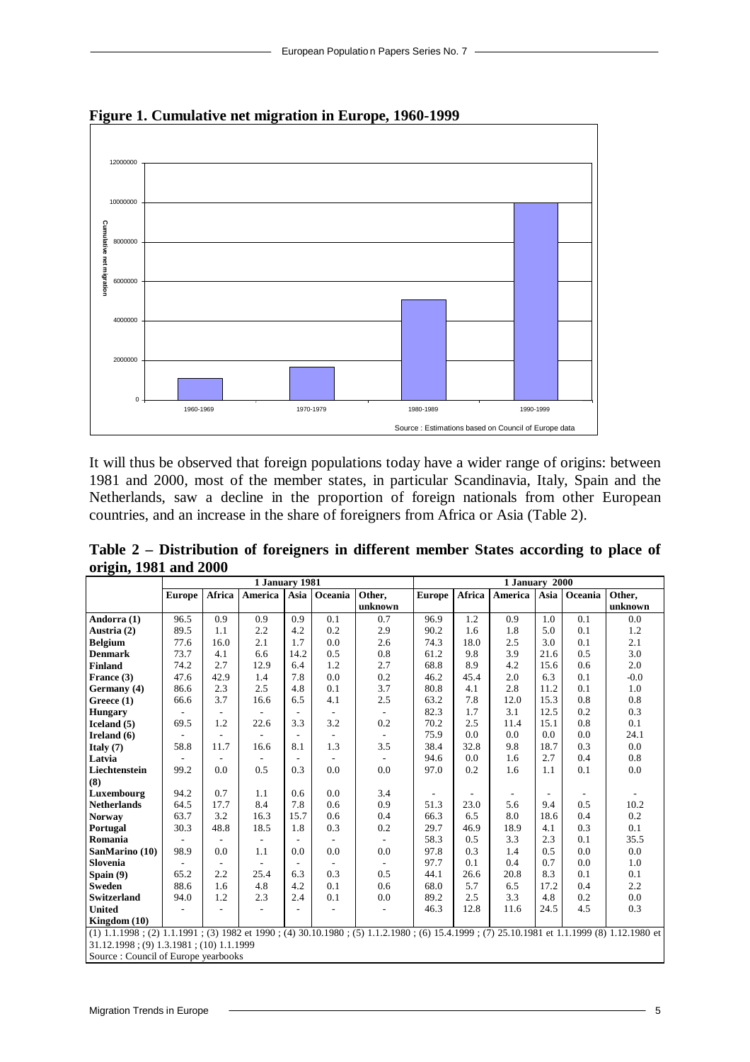**Figure 1. Cumulative net migration in Europe, 1960-1999**

Source : Estimations based on Council of Europe data

It will thus be observed that foreign populations today have a wider range of origins: between 1981 and 2000, most of the member states, in particular Scandinavia, Italy, Spain and the Netherlands, saw a decline in the proportion of foreign nationals from other European countries, and an increase in the share of foreigners from Africa or Asia (Table 2).

**Table 2 – Distribution of foreigners in different member States according to place of origin, 1981 and 2000**

| | 1 January 1981 | | | | | | 1 January 2000 | | | | | |
|---|---|---|---|---|---|---|---|---|---|---|---|---|
| | Europe | Africa | America | Asia | Oceania | Other, unknown | Europe | Africa | America | Asia | Oceania | Other, unknown |
| **Andorra (1)** | 96.5 | 0.9 | 0.9 | 0.9 | 0.1 | 0.7 | 96.9 | 1.2 | 0.9 | 1.0 | 0.1 | 0.0 |
| **Austria (2)** | 89.5 | 1.1 | 2.2 | 4.2 | 0.2 | 2.9 | 90.2 | 1.6 | 1.8 | 5.0 | 0.1 | 1.2 |
| **Belgium** | 77.6 | 16.0 | 2.1 | 1.7 | 0.0 | 2.6 | 74.3 | 18.0 | 2.5 | 3.0 | 0.1 | 2.1 |
| **Denmark** | 73.7 | 4.1 | 6.6 | 14.2 | 0.5 | 0.8 | 61.2 | 9.8 | 3.9 | 21.6 | 0.5 | 3.0 |
| **Finland** | 74.2 | 2.7 | 12.9 | 6.4 | 1.2 | 2.7 | 68.8 | 8.9 | 4.2 | 15.6 | 0.6 | 2.0 |
| **France (3)** | 47.6 | 42.9 | 1.4 | 7.8 | 0.0 | 0.2 | 46.2 | 45.4 | 2.0 | 6.3 | 0.1 | -0.0 |
| **Germany (4)** | 86.6 | 2.3 | 2.5 | 4.8 | 0.1 | 3.7 | 80.8 | 4.1 | 2.8 | 11.2 | 0.1 | 1.0 |
| **Greece (1)** | 66.6 | 3.7 | 16.6 | 6.5 | 4.1 | 2.5 | 63.2 | 7.8 | 12.0 | 15.3 | 0.8 | 0.8 |
| **Hungary** | - | - | - | - | - | - | 82.3 | 1.7 | 3.1 | 12.5 | 0.2 | 0.3 |
| **Iceland (5)** | 69.5 | 1.2 | 22.6 | 3.3 | 3.2 | 0.2 | 70.2 | 2.5 | 11.4 | 15.1 | 0.8 | 0.1 |
| **Ireland (6)** | - | - | - | - | - | - | 75.9 | 0.0 | 0.0 | 0.0 | 0.0 | 24.1 |
| **Italy (7)** | 58.8 | 11.7 | 16.6 | 8.1 | 1.3 | 3.5 | 38.4 | 32.8 | 9.8 | 18.7 | 0.3 | 0.0 |
| **Latvia** | - | - | - | - | - | - | 94.6 | 0.0 | 1.6 | 2.7 | 0.4 | 0.8 |
| **Liechtenstein (8)** | 99.2 | 0.0 | 0.5 | 0.3 | 0.0 | 0.0 | 97.0 | 0.2 | 1.6 | 1.1 | 0.1 | 0.0 |
| **Luxembourg** | 94.2 | 0.7 | 1.1 | 0.6 | 0.0 | 3.4 | - | - | - | - | - | - |
| **Netherlands** | 64.5 | 17.7 | 8.4 | 7.8 | 0.6 | 0.9 | 51.3 | 23.0 | 5.6 | 9.4 | 0.5 | 10.2 |
| **Norway** | 63.7 | 3.2 | 16.3 | 15.7 | 0.6 | 0.4 | 66.3 | 6.5 | 8.0 | 18.6 | 0.4 | 0.2 |
| **Portugal** | 30.3 | 48.8 | 18.5 | 1.8 | 0.3 | 0.2 | 29.7 | 46.9 | 18.9 | 4.1 | 0.3 | 0.1 |
| **Romania** | - | - | - | - | - | - | 58.3 | 0.5 | 3.3 | 2.3 | 0.1 | 35.5 |
| **SanMarino (10)** | 98.9 | 0.0 | 1.1 | 0.0 | 0.0 | 0.0 | 97.8 | 0.3 | 1.4 | 0.5 | 0.0 | 0.0 |
| **Slovenia** | - | - | - | - | - | - | 97.7 | 0.1 | 0.4 | 0.7 | 0.0 | 1.0 |
| **Spain (9)** | 65.2 | 2.2 | 25.4 | 6.3 | 0.3 | 0.5 | 44.1 | 26.6 | 20.8 | 8.3 | 0.1 | 0.1 |
| **Sweden** | 88.6 | 1.6 | 4.8 | 4.2 | 0.1 | 0.6 | 68.0 | 5.7 | 6.5 | 17.2 | 0.4 | 2.2 |
| **Switzerland** | 94.0 | 1.2 | 2.3 | 2.4 | 0.1 | 0.0 | 89.2 | 2.5 | 3.3 | 4.8 | 0.2 | 0.0 |
| **United Kingdom (10)** | - | - | - | - | - | - | 46.3 | 12.8 | 11.6 | 24.5 | 4.5 | 0.3 |

(1) 1.1.1998 ; (2) 1.1.1991 ; (3) 1982 et 1990 ; (4) 30.10.1980 ; (5) 1.1.2.1980 ; (6) 15.4.1999 ; (7) 25.10.1981 et 1.1.1999 (8) 1.12.1980 et 31.12.1998 ; (9) 1.3.1981 ; (10) 1.1.1999

Source : Council of Europe yearbooks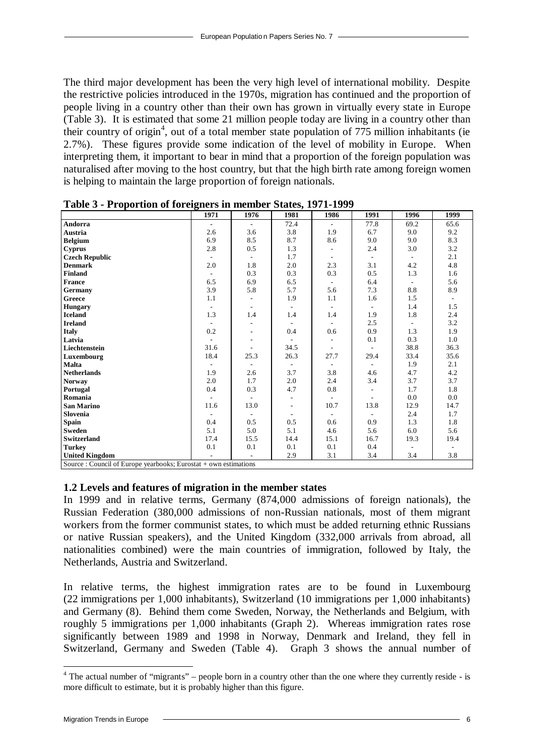The third major development has been the very high level of international mobility. Despite the restrictive policies introduced in the 1970s, migration has continued and the proportion of people living in a country other than their own has grown in virtually every state in Europe (Table 3). It is estimated that some 21 million people today are living in a country other than their country of origin[4], out of a total member state population of 775 million inhabitants (ie 2.7%). These figures provide some indication of the level of mobility in Europe. When interpreting them, it important to bear in mind that a proportion of the foreign population was naturalised after moving to the host country, but that the high birth rate among foreign women is helping to maintain the large proportion of foreign nationals.

**Table 3 - Proportion of foreigners in member States, 1971-1999**

| | 1971 | 1976 | 1981 | 1986 | 1991 | 1996 | 1999 |
|---|---|---|---|---|---|---|---|
| **Andorra** | - | - | 72.4 | - | 77.8 | 69.2 | 65.6 |
| **Austria** | 2.6 | 3.6 | 3.8 | 1.9 | 6.7 | 9.0 | 9.2 |
| **Belgium** | 6.9 | 8.5 | 8.7 | 8.6 | 9.0 | 9.0 | 8.3 |
| **Cyprus** | 2.8 | 0.5 | 1.3 | - | 2.4 | 3.0 | 3.2 |
| **Czech Republic** | - | - | 1.7 | - | - | - | 2.1 |
| **Denmark** | 2.0 | 1.8 | 2.0 | 2.3 | 3.1 | 4.2 | 4.8 |
| **Finland** | - | 0.3 | 0.3 | 0.3 | 0.5 | 1.3 | 1.6 |
| **France** | 6.5 | 6.9 | 6.5 | - | 6.4 | - | 5.6 |
| **Germany** | 3.9 | 5.8 | 5.7 | 5.6 | 7.3 | 8.8 | 8.9 |
| **Greece** | 1.1 | - | 1.9 | 1.1 | 1.6 | 1.5 | - |
| **Hungary** | - | - | - | - | - | 1.4 | 1.5 |
| **Iceland** | 1.3 | 1.4 | 1.4 | 1.4 | 1.9 | 1.8 | 2.4 |
| **Ireland** | - | - | - | - | 2.5 | - | 3.2 |
| **Italy** | 0.2 | - | 0.4 | 0.6 | 0.9 | 1.3 | 1.9 |
| **Latvia** | - | - | - | - | 0.1 | 0.3 | 1.0 |
| **Liechtenstein** | 31.6 | - | 34.5 | - | - | 38.8 | 36.3 |
| **Luxembourg** | 18.4 | 25.3 | 26.3 | 27.7 | 29.4 | 33.4 | 35.6 |
| **Malta** | - | - | - | - | - | 1.9 | 2.1 |
| **Netherlands** | 1.9 | 2.6 | 3.7 | 3.8 | 4.6 | 4.7 | 4.2 |
| **Norway** | 2.0 | 1.7 | 2.0 | 2.4 | 3.4 | 3.7 | 3.7 |
| **Portugal** | 0.4 | 0.3 | 4.7 | 0.8 | - | 1.7 | 1.8 |
| **Romania** | - | - | - | - | - | 0.0 | 0.0 |
| **San Marino** | 11.6 | 13.0 | - | 10.7 | 13.8 | 12.9 | 14.7 |
| **Slovenia** | - | - | - | - | - | 2.4 | 1.7 |
| **Spain** | 0.4 | 0.5 | 0.5 | 0.6 | 0.9 | 1.3 | 1.8 |
| **Sweden** | 5.1 | 5.0 | 5.1 | 4.6 | 5.6 | 6.0 | 5.6 |
| **Switzerland** | 17.4 | 15.5 | 14.4 | 15.1 | 16.7 | 19.3 | 19.4 |
| **Turkey** | 0.1 | 0.1 | 0.1 | 0.1 | 0.4 | - | - |
| **United Kingdom** | - | - | 2.9 | 3.1 | 3.4 | 3.4 | 3.8 |

Source : Council of Europe yearbooks; Eurostat + own estimations

### 1.2 Levels and features of migration in the member states

In 1999 and in relative terms, Germany (874,000 admissions of foreign nationals), the Russian Federation (380,000 admissions of non-Russian nationals, most of them migrant workers from the former communist states, to which must be added returning ethnic Russians or native Russian speakers), and the United Kingdom (332,000 arrivals from abroad, all nationalities combined) were the main countries of immigration, followed by Italy, the Netherlands, Austria and Switzerland.

In relative terms, the highest immigration rates are to be found in Luxembourg (22 immigrations per 1,000 inhabitants), Switzerland (10 immigrations per 1,000 inhabitants) and Germany (8). Behind them come Sweden, Norway, the Netherlands and Belgium, with roughly 5 immigrations per 1,000 inhabitants (Graph 2). Whereas immigration rates rose significantly between 1989 and 1998 in Norway, Denmark and Ireland, they fell in Switzerland, Germany and Sweden (Table 4). Graph 3 shows the annual number of

[4] The actual number of "migrants" – people born in a country other than the one where they currently reside - is more difficult to estimate, but it is probably higher than this figure.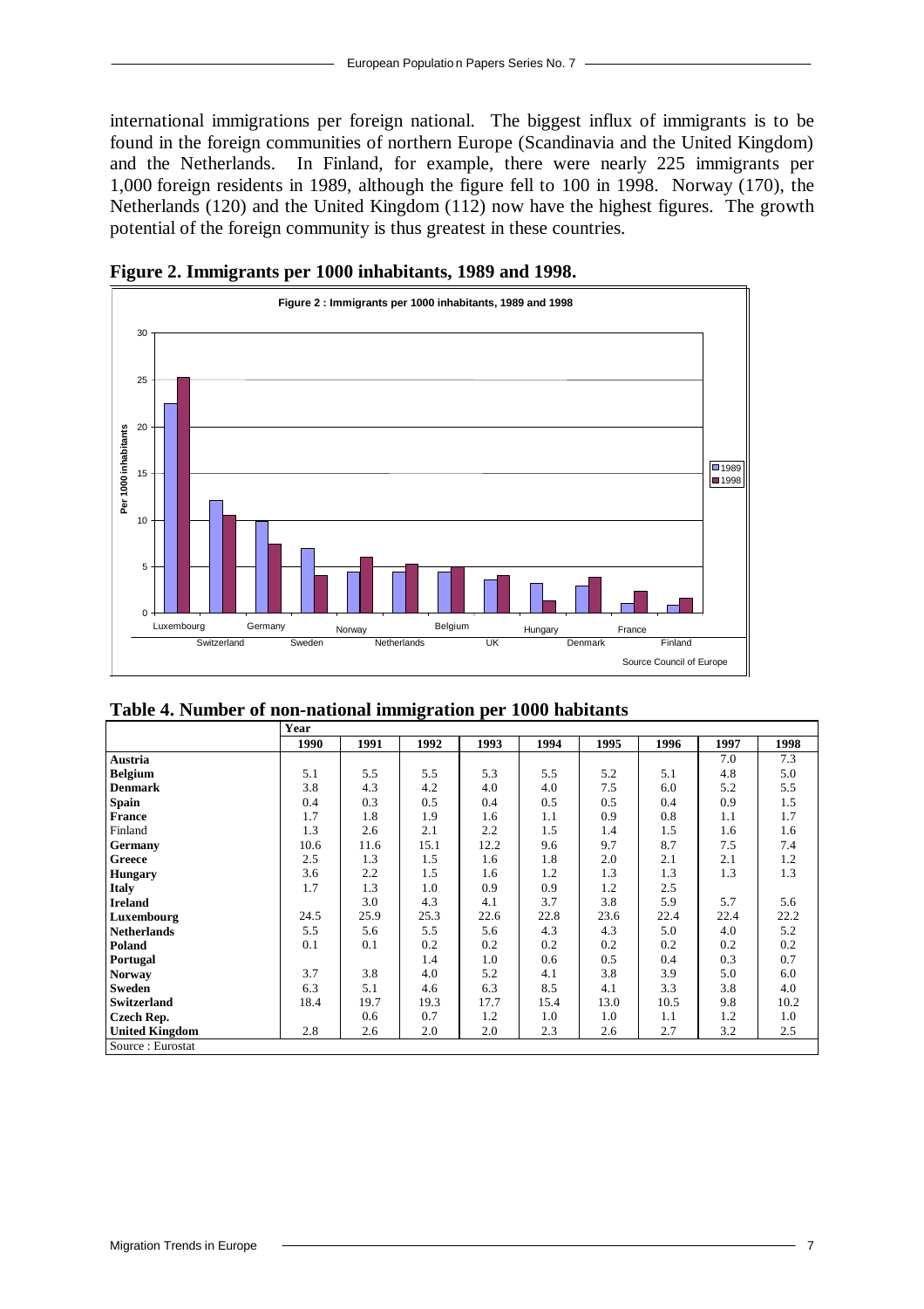international immigrations per foreign national. The biggest influx of immigrants is to be found in the foreign communities of northern Europe (Scandinavia and the United Kingdom) and the Netherlands. In Finland, for example, there were nearly 225 immigrants per 1,000 foreign residents in 1989, although the figure fell to 100 in 1998. Norway (170), the Netherlands (120) and the United Kingdom (112) now have the highest figures. The growth potential of the foreign community is thus greatest in these countries.

**Figure 2. Immigrants per 1000 inhabitants, 1989 and 1998.**

**Table 4. Number of non-national immigration per 1000 habitants**

| | Year | | | | | | | | |
|---|---|---|---|---|---|---|---|---|---|
| | **1990** | **1991** | **1992** | **1993** | **1994** | **1995** | **1996** | **1997** | **1998** |
| **Austria** | | | | | | | | 7.0 | 7.3 |
| **Belgium** | 5.1 | 5.5 | 5.5 | 5.3 | 5.5 | 5.2 | 5.1 | 4.8 | 5.0 |
| **Denmark** | 3.8 | 4.3 | 4.2 | 4.0 | 4.0 | 7.5 | 6.0 | 5.2 | 5.5 |
| **Spain** | 0.4 | 0.3 | 0.5 | 0.4 | 0.5 | 0.5 | 0.4 | 0.9 | 1.5 |
| **France** | 1.7 | 1.8 | 1.9 | 1.6 | 1.1 | 0.9 | 0.8 | 1.1 | 1.7 |
| Finland | 1.3 | 2.6 | 2.1 | 2.2 | 1.5 | 1.4 | 1.5 | 1.6 | 1.6 |
| **Germany** | 10.6 | 11.6 | 15.1 | 12.2 | 9.6 | 9.7 | 8.7 | 7.5 | 7.4 |
| **Greece** | 2.5 | 1.3 | 1.5 | 1.6 | 1.8 | 2.0 | 2.1 | 2.1 | 1.2 |
| **Hungary** | 3.6 | 2.2 | 1.5 | 1.6 | 1.2 | 1.3 | 1.3 | 1.3 | 1.3 |
| **Italy** | 1.7 | 1.3 | 1.0 | 0.9 | 0.9 | 1.2 | 2.5 | | |
| **Ireland** | | 3.0 | 4.3 | 4.1 | 3.7 | 3.8 | 5.9 | 5.7 | 5.6 |
| **Luxembourg** | 24.5 | 25.9 | 25.3 | 22.6 | 22.8 | 23.6 | 22.4 | 22.4 | 22.2 |
| **Netherlands** | 5.5 | 5.6 | 5.5 | 5.6 | 4.3 | 4.3 | 5.0 | 4.0 | 5.2 |
| **Poland** | 0.1 | 0.1 | 0.2 | 0.2 | 0.2 | 0.2 | 0.2 | 0.2 | 0.2 |
| **Portugal** | | | 1.4 | 1.0 | 0.6 | 0.5 | 0.4 | 0.3 | 0.7 |
| **Norway** | 3.7 | 3.8 | 4.0 | 5.2 | 4.1 | 3.8 | 3.9 | 5.0 | 6.0 |
| **Sweden** | 6.3 | 5.1 | 4.6 | 6.3 | 8.5 | 4.1 | 3.3 | 3.8 | 4.0 |
| **Switzerland** | 18.4 | 19.7 | 19.3 | 17.7 | 15.4 | 13.0 | 10.5 | 9.8 | 10.2 |
| **Czech Rep.** | | 0.6 | 0.7 | 1.2 | 1.0 | 1.0 | 1.1 | 1.2 | 1.0 |
| **United Kingdom** | 2.8 | 2.6 | 2.0 | 2.0 | 2.3 | 2.6 | 2.7 | 3.2 | 2.5 |

Source : Eurostat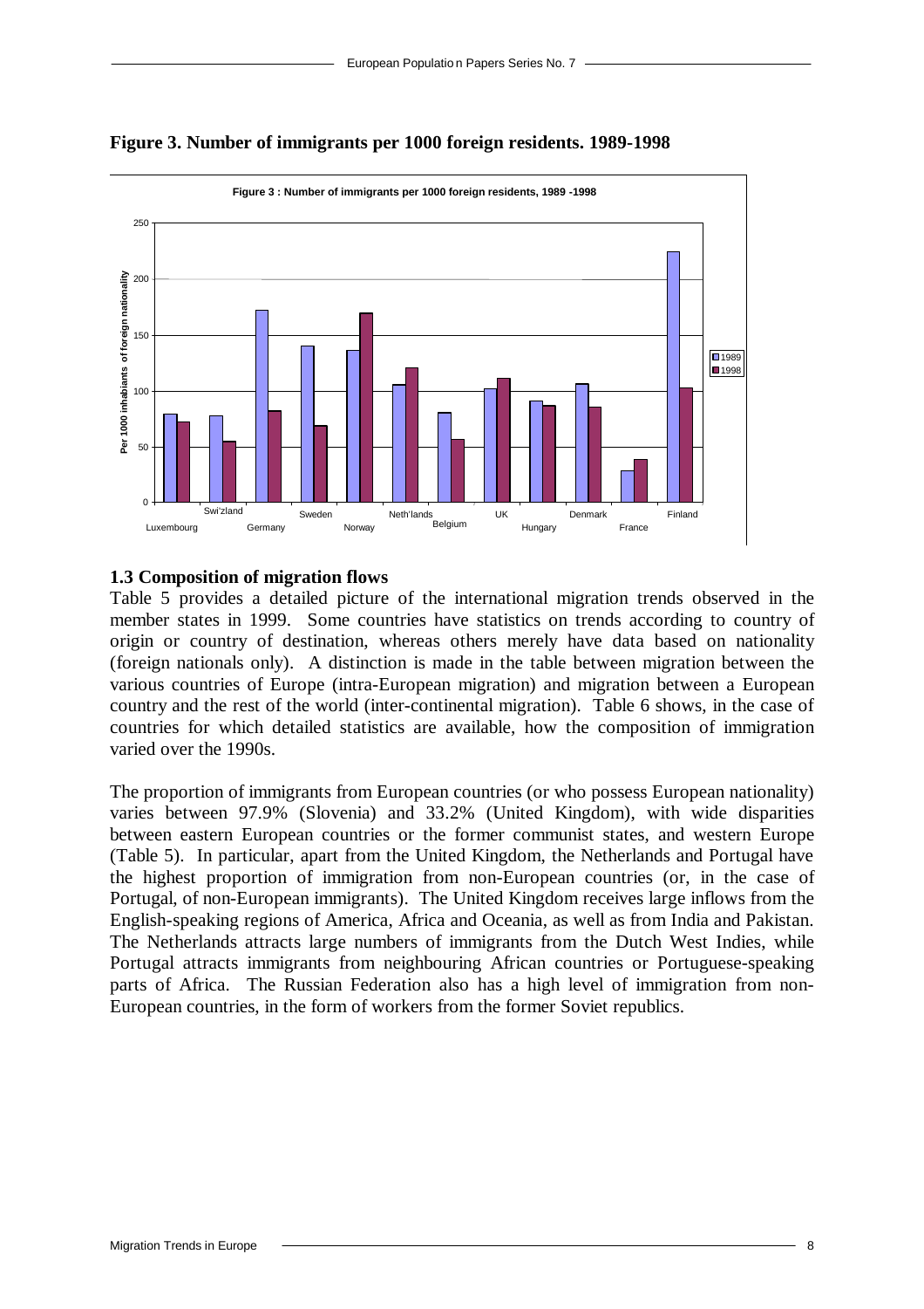**Figure 3. Number of immigrants per 1000 foreign residents. 1989-1998**

### 1.3 Composition of migration flows

Table 5 provides a detailed picture of the international migration trends observed in the member states in 1999. Some countries have statistics on trends according to country of origin or country of destination, whereas others merely have data based on nationality (foreign nationals only). A distinction is made in the table between migration between the various countries of Europe (intra-European migration) and migration between a European country and the rest of the world (inter-continental migration). Table 6 shows, in the case of countries for which detailed statistics are available, how the composition of immigration varied over the 1990s.

The proportion of immigrants from European countries (or who possess European nationality) varies between 97.9% (Slovenia) and 33.2% (United Kingdom), with wide disparities between eastern European countries or the former communist states, and western Europe (Table 5). In particular, apart from the United Kingdom, the Netherlands and Portugal have the highest proportion of immigration from non-European countries (or, in the case of Portugal, of non-European immigrants). The United Kingdom receives large inflows from the English-speaking regions of America, Africa and Oceania, as well as from India and Pakistan. The Netherlands attracts large numbers of immigrants from the Dutch West Indies, while Portugal attracts immigrants from neighbouring African countries or Portuguese-speaking parts of Africa. The Russian Federation also has a high level of immigration from non-European countries, in the form of workers from the former Soviet republics.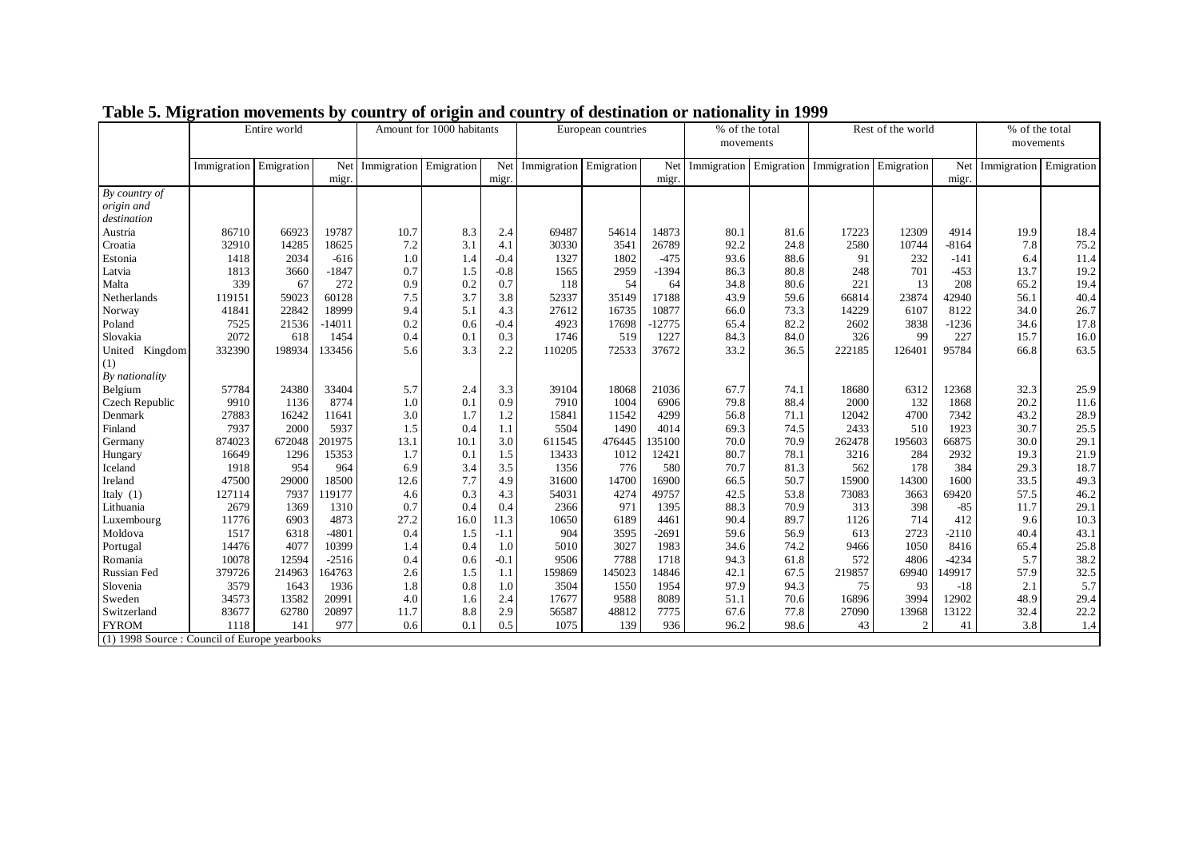**Table 5. Migration movements by country of origin and country of destination or nationality in 1999**

| | Entire world | | | Amount for 1000 habitants | | | European countries | | | % of the total movements | | Rest of the world | | | % of the total movements | |
|---|---|---|---|---|---|---|---|---|---|---|---|---|---|---|---|---|
| | Immigration | Emigration | Net migr. | Immigration | Emigration | Net migr. | Immigration | Emigration | Net migr. | Immigration | Emigration | Immigration | Emigration | Net migr. | Immigration | Emigration |
| *By country of origin and destination* | | | | | | | | | | | | | | | | |
| Austria | 86710 | 66923 | 19787 | 10.7 | 8.3 | 2.4 | 69487 | 54614 | 14873 | 80.1 | 81.6 | 17223 | 12309 | 4914 | 19.9 | 18.4 |
| Croatia | 32910 | 14285 | 18625 | 7.2 | 3.1 | 4.1 | 30330 | 3541 | 26789 | 92.2 | 24.8 | 2580 | 10744 | -8164 | 7.8 | 75.2 |
| Estonia | 1418 | 2034 | -616 | 1.0 | 1.4 | -0.4 | 1327 | 1802 | -475 | 93.6 | 88.6 | 91 | 232 | -141 | 6.4 | 11.4 |
| Latvia | 1813 | 3660 | -1847 | 0.7 | 1.5 | -0.8 | 1565 | 2959 | -1394 | 86.3 | 80.8 | 248 | 701 | -453 | 13.7 | 19.2 |
| Malta | 339 | 67 | 272 | 0.9 | 0.2 | 0.7 | 118 | 54 | 64 | 34.8 | 80.6 | 221 | 13 | 208 | 65.2 | 19.4 |
| Netherlands | 119151 | 59023 | 60128 | 7.5 | 3.7 | 3.8 | 52337 | 35149 | 17188 | 43.9 | 59.6 | 66814 | 23874 | 42940 | 56.1 | 40.4 |
| Norway | 41841 | 22842 | 18999 | 9.4 | 5.1 | 4.3 | 27612 | 16735 | 10877 | 66.0 | 73.3 | 14229 | 6107 | 8122 | 34.0 | 26.7 |
| Poland | 7525 | 21536 | -14011 | 0.2 | 0.6 | -0.4 | 4923 | 17698 | -12775 | 65.4 | 82.2 | 2602 | 3838 | -1236 | 34.6 | 17.8 |
| Slovakia | 2072 | 618 | 1454 | 0.4 | 0.1 | 0.3 | 1746 | 519 | 1227 | 84.3 | 84.0 | 326 | 99 | 227 | 15.7 | 16.0 |
| United Kingdom (1) | 332390 | 198934 | 133456 | 5.6 | 3.3 | 2.2 | 110205 | 72533 | 37672 | 33.2 | 36.5 | 222185 | 126401 | 95784 | 66.8 | 63.5 |
| *By nationality* | | | | | | | | | | | | | | | | |
| Belgium | 57784 | 24380 | 33404 | 5.7 | 2.4 | 3.3 | 39104 | 18068 | 21036 | 67.7 | 74.1 | 18680 | 6312 | 12368 | 32.3 | 25.9 |
| Czech Republic | 9910 | 1136 | 8774 | 1.0 | 0.1 | 0.9 | 7910 | 1004 | 6906 | 79.8 | 88.4 | 2000 | 132 | 1868 | 20.2 | 11.6 |
| Denmark | 27883 | 16242 | 11641 | 3.0 | 1.7 | 1.2 | 15841 | 11542 | 4299 | 56.8 | 71.1 | 12042 | 4700 | 7342 | 43.2 | 28.9 |
| Finland | 7937 | 2000 | 5937 | 1.5 | 0.4 | 1.1 | 5504 | 1490 | 4014 | 69.3 | 74.5 | 2433 | 510 | 1923 | 30.7 | 25.5 |
| Germany | 874023 | 672048 | 201975 | 13.1 | 10.1 | 3.0 | 611545 | 476445 | 135100 | 70.0 | 70.9 | 262478 | 195603 | 66875 | 30.0 | 29.1 |
| Hungary | 16649 | 1296 | 15353 | 1.7 | 0.1 | 1.5 | 13433 | 1012 | 12421 | 80.7 | 78.1 | 3216 | 284 | 2932 | 19.3 | 21.9 |
| Iceland | 1918 | 954 | 964 | 6.9 | 3.4 | 3.5 | 1356 | 776 | 580 | 70.7 | 81.3 | 562 | 178 | 384 | 29.3 | 18.7 |
| Ireland | 47500 | 29000 | 18500 | 12.6 | 7.7 | 4.9 | 31600 | 14700 | 16900 | 66.5 | 50.7 | 15900 | 14300 | 1600 | 33.5 | 49.3 |
| Italy (1) | 127114 | 7937 | 119177 | 4.6 | 0.3 | 4.3 | 54031 | 4274 | 49757 | 42.5 | 53.8 | 73083 | 3663 | 69420 | 57.5 | 46.2 |
| Lithuania | 2679 | 1369 | 1310 | 0.7 | 0.4 | 0.4 | 2366 | 971 | 1395 | 88.3 | 70.9 | 313 | 398 | -85 | 11.7 | 29.1 |
| Luxembourg | 11776 | 6903 | 4873 | 27.2 | 16.0 | 11.3 | 10650 | 6189 | 4461 | 90.4 | 89.7 | 1126 | 714 | 412 | 9.6 | 10.3 |
| Moldova | 1517 | 6318 | -4801 | 0.4 | 1.5 | -1.1 | 904 | 3595 | -2691 | 59.6 | 56.9 | 613 | 2723 | -2110 | 40.4 | 43.1 |
| Portugal | 14476 | 4077 | 10399 | 1.4 | 0.4 | 1.0 | 5010 | 3027 | 1983 | 34.6 | 74.2 | 9466 | 1050 | 8416 | 65.4 | 25.8 |
| Romania | 10078 | 12594 | -2516 | 0.4 | 0.6 | -0.1 | 9506 | 7788 | 1718 | 94.3 | 61.8 | 572 | 4806 | -4234 | 5.7 | 38.2 |
| Russian Fed | 379726 | 214963 | 164763 | 2.6 | 1.5 | 1.1 | 159869 | 145023 | 14846 | 42.1 | 67.5 | 219857 | 69940 | 149917 | 57.9 | 32.5 |
| Slovenia | 3579 | 1643 | 1936 | 1.8 | 0.8 | 1.0 | 3504 | 1550 | 1954 | 97.9 | 94.3 | 75 | 93 | -18 | 2.1 | 5.7 |
| Sweden | 34573 | 13582 | 20991 | 4.0 | 1.6 | 2.4 | 17677 | 9588 | 8089 | 51.1 | 70.6 | 16896 | 3994 | 12902 | 48.9 | 29.4 |
| Switzerland | 83677 | 62780 | 20897 | 11.7 | 8.8 | 2.9 | 56587 | 48812 | 7775 | 67.6 | 77.8 | 27090 | 13968 | 13122 | 32.4 | 22.2 |
| FYROM | 1118 | 141 | 977 | 0.6 | 0.1 | 0.5 | 1075 | 139 | 936 | 96.2 | 98.6 | 43 | 2 | 41 | 3.8 | 1.4 |

(1) 1998 Source : Council of Europe yearbooks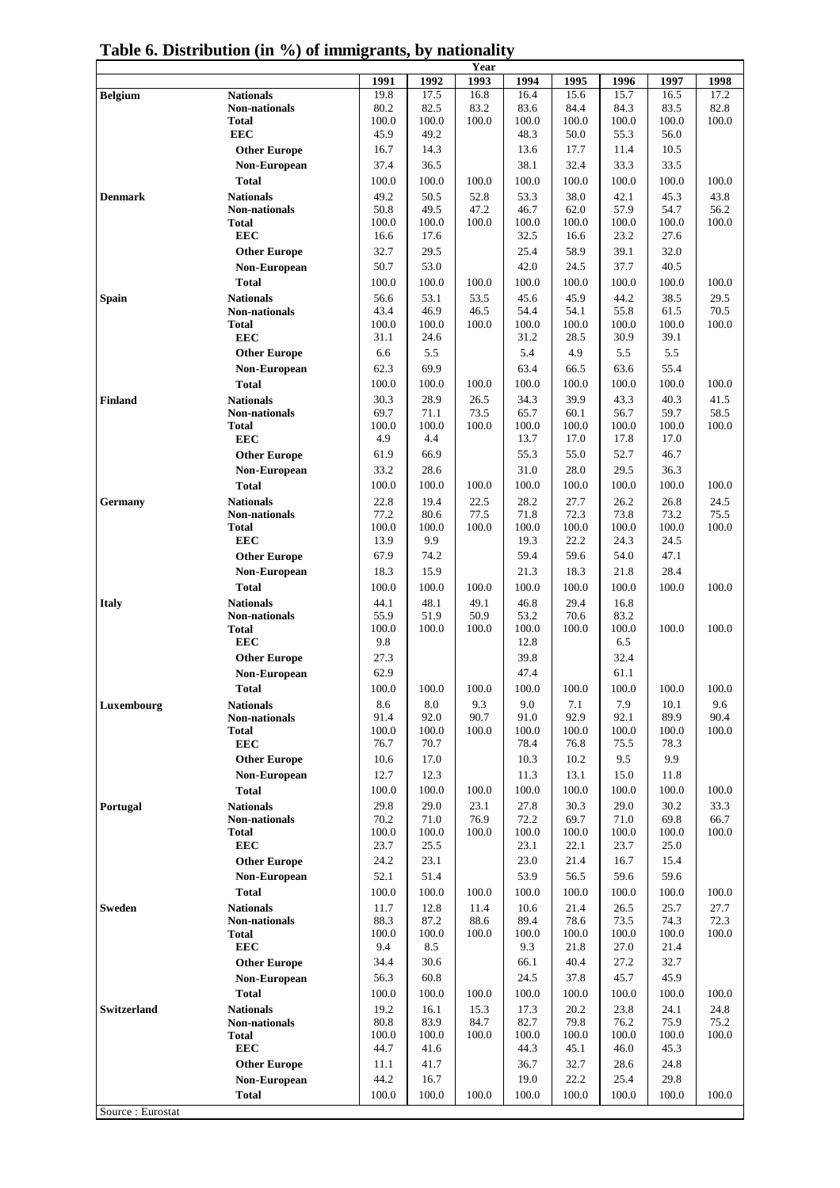# Table 6. Distribution (in %) of immigrants, by nationality

| | | Year | | | | | | | |
|---|---|---|---|---|---|---|---|---|---|
| | | 1991 | 1992 | 1993 | 1994 | 1995 | 1996 | 1997 | 1998 |
| **Belgium** | **Nationals** | 19.8 | 17.5 | 16.8 | 16.4 | 15.6 | 15.7 | 16.5 | 17.2 |
| | **Non-nationals** | 80.2 | 82.5 | 83.2 | 83.6 | 84.4 | 84.3 | 83.5 | 82.8 |
| | **Total** | 100.0 | 100.0 | 100.0 | 100.0 | 100.0 | 100.0 | 100.0 | 100.0 |
| | **EEC** | 45.9 | 49.2 | | 48.3 | 50.0 | 55.3 | 56.0 | |
| | **Other Europe** | 16.7 | 14.3 | | 13.6 | 17.7 | 11.4 | 10.5 | |
| | **Non-European** | 37.4 | 36.5 | | 38.1 | 32.4 | 33.3 | 33.5 | |
| | **Total** | 100.0 | 100.0 | 100.0 | 100.0 | 100.0 | 100.0 | 100.0 | 100.0 |
| **Denmark** | **Nationals** | 49.2 | 50.5 | 52.8 | 53.3 | 38.0 | 42.1 | 45.3 | 43.8 |
| | **Non-nationals** | 50.8 | 49.5 | 47.2 | 46.7 | 62.0 | 57.9 | 54.7 | 56.2 |
| | **Total** | 100.0 | 100.0 | 100.0 | 100.0 | 100.0 | 100.0 | 100.0 | 100.0 |
| | **EEC** | 16.6 | 17.6 | | 32.5 | 16.6 | 23.2 | 27.6 | |
| | **Other Europe** | 32.7 | 29.5 | | 25.4 | 58.9 | 39.1 | 32.0 | |
| | **Non-European** | 50.7 | 53.0 | | 42.0 | 24.5 | 37.7 | 40.5 | |
| | **Total** | 100.0 | 100.0 | 100.0 | 100.0 | 100.0 | 100.0 | 100.0 | 100.0 |
| **Spain** | **Nationals** | 56.6 | 53.1 | 53.5 | 45.6 | 45.9 | 44.2 | 38.5 | 29.5 |
| | **Non-nationals** | 43.4 | 46.9 | 46.5 | 54.4 | 54.1 | 55.8 | 61.5 | 70.5 |
| | **Total** | 100.0 | 100.0 | 100.0 | 100.0 | 100.0 | 100.0 | 100.0 | 100.0 |
| | **EEC** | 31.1 | 24.6 | | 31.2 | 28.5 | 30.9 | 39.1 | |
| | **Other Europe** | 6.6 | 5.5 | | 5.4 | 4.9 | 5.5 | 5.5 | |
| | **Non-European** | 62.3 | 69.9 | | 63.4 | 66.5 | 63.6 | 55.4 | |
| | **Total** | 100.0 | 100.0 | 100.0 | 100.0 | 100.0 | 100.0 | 100.0 | 100.0 |
| **Finland** | **Nationals** | 30.3 | 28.9 | 26.5 | 34.3 | 39.9 | 43.3 | 40.3 | 41.5 |
| | **Non-nationals** | 69.7 | 71.1 | 73.5 | 65.7 | 60.1 | 56.7 | 59.7 | 58.5 |
| | **Total** | 100.0 | 100.0 | 100.0 | 100.0 | 100.0 | 100.0 | 100.0 | 100.0 |
| | **EEC** | 4.9 | 4.4 | | 13.7 | 17.0 | 17.8 | 17.0 | |
| | **Other Europe** | 61.9 | 66.9 | | 55.3 | 55.0 | 52.7 | 46.7 | |
| | **Non-European** | 33.2 | 28.6 | | 31.0 | 28.0 | 29.5 | 36.3 | |
| | **Total** | 100.0 | 100.0 | 100.0 | 100.0 | 100.0 | 100.0 | 100.0 | 100.0 |
| **Germany** | **Nationals** | 22.8 | 19.4 | 22.5 | 28.2 | 27.7 | 26.2 | 26.8 | 24.5 |
| | **Non-nationals** | 77.2 | 80.6 | 77.5 | 71.8 | 72.3 | 73.8 | 73.2 | 75.5 |
| | **Total** | 100.0 | 100.0 | 100.0 | 100.0 | 100.0 | 100.0 | 100.0 | 100.0 |
| | **EEC** | 13.9 | 9.9 | | 19.3 | 22.2 | 24.3 | 24.5 | |
| | **Other Europe** | 67.9 | 74.2 | | 59.4 | 59.6 | 54.0 | 47.1 | |
| | **Non-European** | 18.3 | 15.9 | | 21.3 | 18.3 | 21.8 | 28.4 | |
| | **Total** | 100.0 | 100.0 | 100.0 | 100.0 | 100.0 | 100.0 | 100.0 | 100.0 |
| **Italy** | **Nationals** | 44.1 | 48.1 | 49.1 | 46.8 | 29.4 | 16.8 | | |
| | **Non-nationals** | 55.9 | 51.9 | 50.9 | 53.2 | 70.6 | 83.2 | | |
| | **Total** | 100.0 | 100.0 | 100.0 | 100.0 | 100.0 | 100.0 | 100.0 | 100.0 |
| | **EEC** | 9.8 | | | 12.8 | | 6.5 | | |
| | **Other Europe** | 27.3 | | | 39.8 | | 32.4 | | |
| | **Non-European** | 62.9 | | | 47.4 | | 61.1 | | |
| | **Total** | 100.0 | 100.0 | 100.0 | 100.0 | 100.0 | 100.0 | 100.0 | 100.0 |
| **Luxembourg** | **Nationals** | 8.6 | 8.0 | 9.3 | 9.0 | 7.1 | 7.9 | 10.1 | 9.6 |
| | **Non-nationals** | 91.4 | 92.0 | 90.7 | 91.0 | 92.9 | 92.1 | 89.9 | 90.4 |
| | **Total** | 100.0 | 100.0 | 100.0 | 100.0 | 100.0 | 100.0 | 100.0 | 100.0 |
| | **EEC** | 76.7 | 70.7 | | 78.4 | 76.8 | 75.5 | 78.3 | |
| | **Other Europe** | 10.6 | 17.0 | | 10.3 | 10.2 | 9.5 | 9.9 | |
| | **Non-European** | 12.7 | 12.3 | | 11.3 | 13.1 | 15.0 | 11.8 | |
| | **Total** | 100.0 | 100.0 | 100.0 | 100.0 | 100.0 | 100.0 | 100.0 | 100.0 |
| **Portugal** | **Nationals** | 29.8 | 29.0 | 23.1 | 27.8 | 30.3 | 29.0 | 30.2 | 33.3 |
| | **Non-nationals** | 70.2 | 71.0 | 76.9 | 72.2 | 69.7 | 71.0 | 69.8 | 66.7 |
| | **Total** | 100.0 | 100.0 | 100.0 | 100.0 | 100.0 | 100.0 | 100.0 | 100.0 |
| | **EEC** | 23.7 | 25.5 | | 23.1 | 22.1 | 23.7 | 25.0 | |
| | **Other Europe** | 24.2 | 23.1 | | 23.0 | 21.4 | 16.7 | 15.4 | |
| | **Non-European** | 52.1 | 51.4 | | 53.9 | 56.5 | 59.6 | 59.6 | |
| | **Total** | 100.0 | 100.0 | 100.0 | 100.0 | 100.0 | 100.0 | 100.0 | 100.0 |
| **Sweden** | **Nationals** | 11.7 | 12.8 | 11.4 | 10.6 | 21.4 | 26.5 | 25.7 | 27.7 |
| | **Non-nationals** | 88.3 | 87.2 | 88.6 | 89.4 | 78.6 | 73.5 | 74.3 | 72.3 |
| | **Total** | 100.0 | 100.0 | 100.0 | 100.0 | 100.0 | 100.0 | 100.0 | 100.0 |
| | **EEC** | 9.4 | 8.5 | | 9.3 | 21.8 | 27.0 | 21.4 | |
| | **Other Europe** | 34.4 | 30.6 | | 66.1 | 40.4 | 27.2 | 32.7 | |
| | **Non-European** | 56.3 | 60.8 | | 24.5 | 37.8 | 45.7 | 45.9 | |
| | **Total** | 100.0 | 100.0 | 100.0 | 100.0 | 100.0 | 100.0 | 100.0 | 100.0 |
| **Switzerland** | **Nationals** | 19.2 | 16.1 | 15.3 | 17.3 | 20.2 | 23.8 | 24.1 | 24.8 |
| | **Non-nationals** | 80.8 | 83.9 | 84.7 | 82.7 | 79.8 | 76.2 | 75.9 | 75.2 |
| | **Total** | 100.0 | 100.0 | 100.0 | 100.0 | 100.0 | 100.0 | 100.0 | 100.0 |
| | **EEC** | 44.7 | 41.6 | | 44.3 | 45.1 | 46.0 | 45.3 | |
| | **Other Europe** | 11.1 | 41.7 | | 36.7 | 32.7 | 28.6 | 24.8 | |
| | **Non-European** | 44.2 | 16.7 | | 19.0 | 22.2 | 25.4 | 29.8 | |
| | **Total** | 100.0 | 100.0 | 100.0 | 100.0 | 100.0 | 100.0 | 100.0 | 100.0 |

Source : Eurostat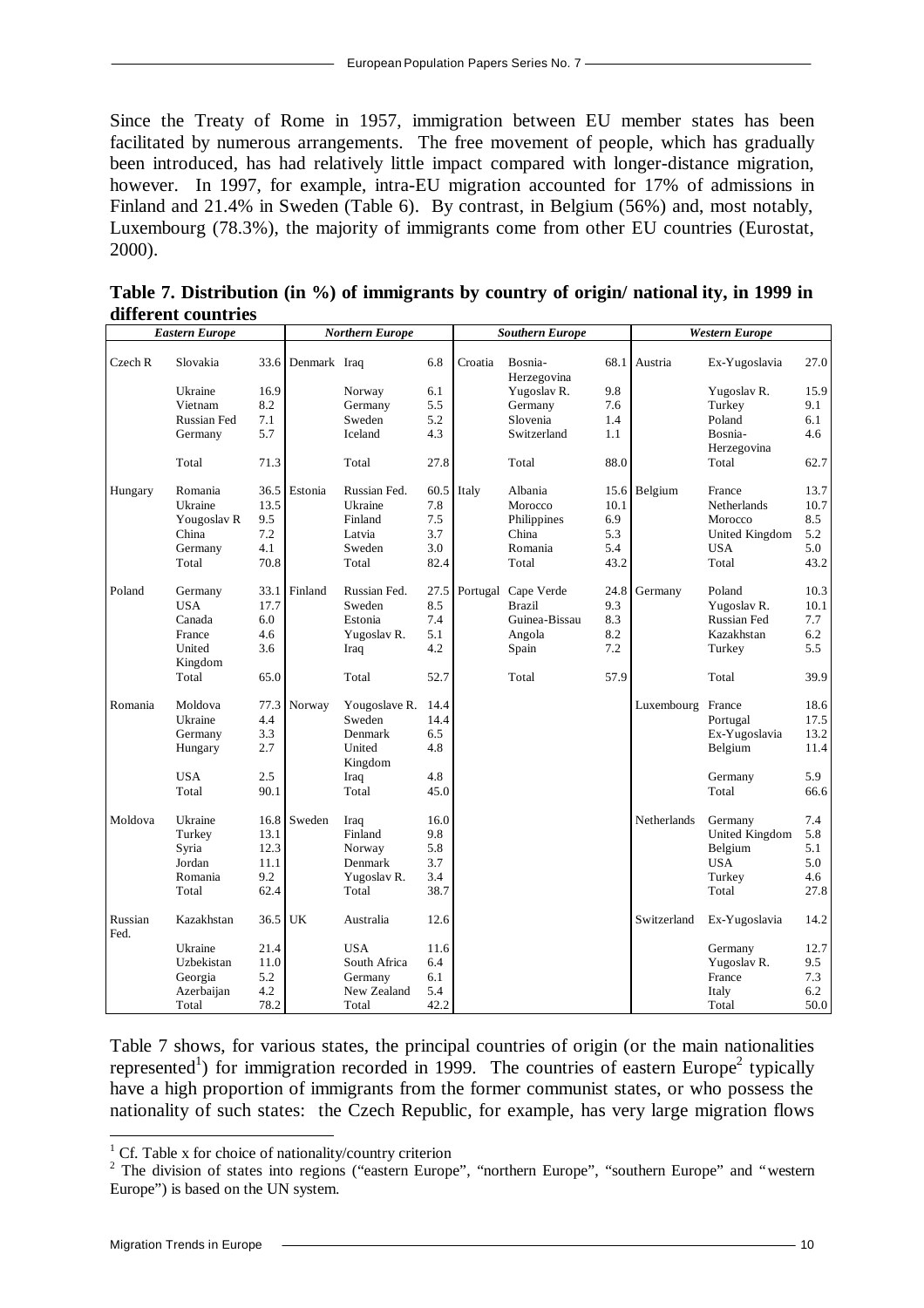Since the Treaty of Rome in 1957, immigration between EU member states has been facilitated by numerous arrangements. The free movement of people, which has gradually been introduced, has had relatively little impact compared with longer-distance migration, however. In 1997, for example, intra-EU migration accounted for 17% of admissions in Finland and 21.4% in Sweden (Table 6). By contrast, in Belgium (56%) and, most notably, Luxembourg (78.3%), the majority of immigrants come from other EU countries (Eurostat, 2000).

**Table 7. Distribution (in %) of immigrants by country of origin/ national ity, in 1999 in different countries**

| *Eastern Europe* | | | *Northern Europe* | | | *Southern Europe* | | | *Western Europe* | | |
|---|---|---|---|---|---|---|---|---|---|---|---|
| Czech R | Slovakia | 33.6 | Denmark | Iraq | 6.8 | Croatia | Bosnia-Herzegovina | 68.1 | Austria | Ex-Yugoslavia | 27.0 |
| | Ukraine | 16.9 | | Norway | 6.1 | | Yugoslav R. | 9.8 | | Yugoslav R. | 15.9 |
| | Vietnam | 8.2 | | Germany | 5.5 | | Germany | 7.6 | | Turkey | 9.1 |
| | Russian Fed | 7.1 | | Sweden | 5.2 | | Slovenia | 1.4 | | Poland | 6.1 |
| | Germany | 5.7 | | Iceland | 4.3 | | Switzerland | 1.1 | | Bosnia-Herzegovina | 4.6 |
| | Total | 71.3 | | Total | 27.8 | | Total | 88.0 | | Total | 62.7 |
| Hungary | Romania | 36.5 | Estonia | Russian Fed. | 60.5 | Italy | Albania | 15.6 | Belgium | France | 13.7 |
| | Ukraine | 13.5 | | Ukraine | 7.8 | | Morocco | 10.1 | | Netherlands | 10.7 |
| | Yougoslav R | 9.5 | | Finland | 7.5 | | Philippines | 6.9 | | Morocco | 8.5 |
| | China | 7.2 | | Latvia | 3.7 | | China | 5.3 | | United Kingdom | 5.2 |
| | Germany | 4.1 | | Sweden | 3.0 | | Romania | 5.4 | | USA | 5.0 |
| | Total | 70.8 | | Total | 82.4 | | Total | 43.2 | | Total | 43.2 |
| Poland | Germany | 33.1 | Finland | Russian Fed. | 27.5 | Portugal | Cape Verde | 24.8 | Germany | Poland | 10.3 |
| | USA | 17.7 | | Sweden | 8.5 | | Brazil | 9.3 | | Yugoslav R. | 10.1 |
| | Canada | 6.0 | | Estonia | 7.4 | | Guinea-Bissau | 8.3 | | Russian Fed | 7.7 |
| | France | 4.6 | | Yugoslav R. | 5.1 | | Angola | 8.2 | | Kazakhstan | 6.2 |
| | United Kingdom | 3.6 | | Iraq | 4.2 | | Spain | 7.2 | | Turkey | 5.5 |
| | Total | 65.0 | | Total | 52.7 | | Total | 57.9 | | Total | 39.9 |
| Romania | Moldova | 77.3 | Norway | Yougoslave R. | 14.4 | | | | Luxembourg | France | 18.6 |
| | Ukraine | 4.4 | | Sweden | 14.4 | | | | | Portugal | 17.5 |
| | Germany | 3.3 | | Denmark | 6.5 | | | | | Ex-Yugoslavia | 13.2 |
| | Hungary | 2.7 | | United Kingdom | 4.8 | | | | | Belgium | 11.4 |
| | USA | 2.5 | | Iraq | 4.8 | | | | | Germany | 5.9 |
| | Total | 90.1 | | Total | 45.0 | | | | | Total | 66.6 |
| Moldova | Ukraine | 16.8 | Sweden | Iraq | 16.0 | | | | Netherlands | Germany | 7.4 |
| | Turkey | 13.1 | | Finland | 9.8 | | | | | United Kingdom | 5.8 |
| | Syria | 12.3 | | Norway | 5.8 | | | | | Belgium | 5.1 |
| | Jordan | 11.1 | | Denmark | 3.7 | | | | | USA | 5.0 |
| | Romania | 9.2 | | Yugoslav R. | 3.4 | | | | | Turkey | 4.6 |
| | Total | 62.4 | | Total | 38.7 | | | | | Total | 27.8 |
| Russian Fed. | Kazakhstan | 36.5 | UK | Australia | 12.6 | | | | Switzerland | Ex-Yugoslavia | 14.2 |
| | Ukraine | 21.4 | | USA | 11.6 | | | | | Germany | 12.7 |
| | Uzbekistan | 11.0 | | South Africa | 6.4 | | | | | Yugoslav R. | 9.5 |
| | Georgia | 5.2 | | Germany | 6.1 | | | | | France | 7.3 |
| | Azerbaijan | 4.2 | | New Zealand | 5.4 | | | | | Italy | 6.2 |
| | Total | 78.2 | | Total | 42.2 | | | | | Total | 50.0 |

Table 7 shows, for various states, the principal countries of origin (or the main nationalities represented[1]) for immigration recorded in 1999. The countries of eastern Europe[2] typically have a high proportion of immigrants from the former communist states, or who possess the nationality of such states: the Czech Republic, for example, has very large migration flows

[1] Cf. Table x for choice of nationality/country criterion

[2] The division of states into regions ("eastern Europe", "northern Europe", "southern Europe" and "western Europe") is based on the UN system.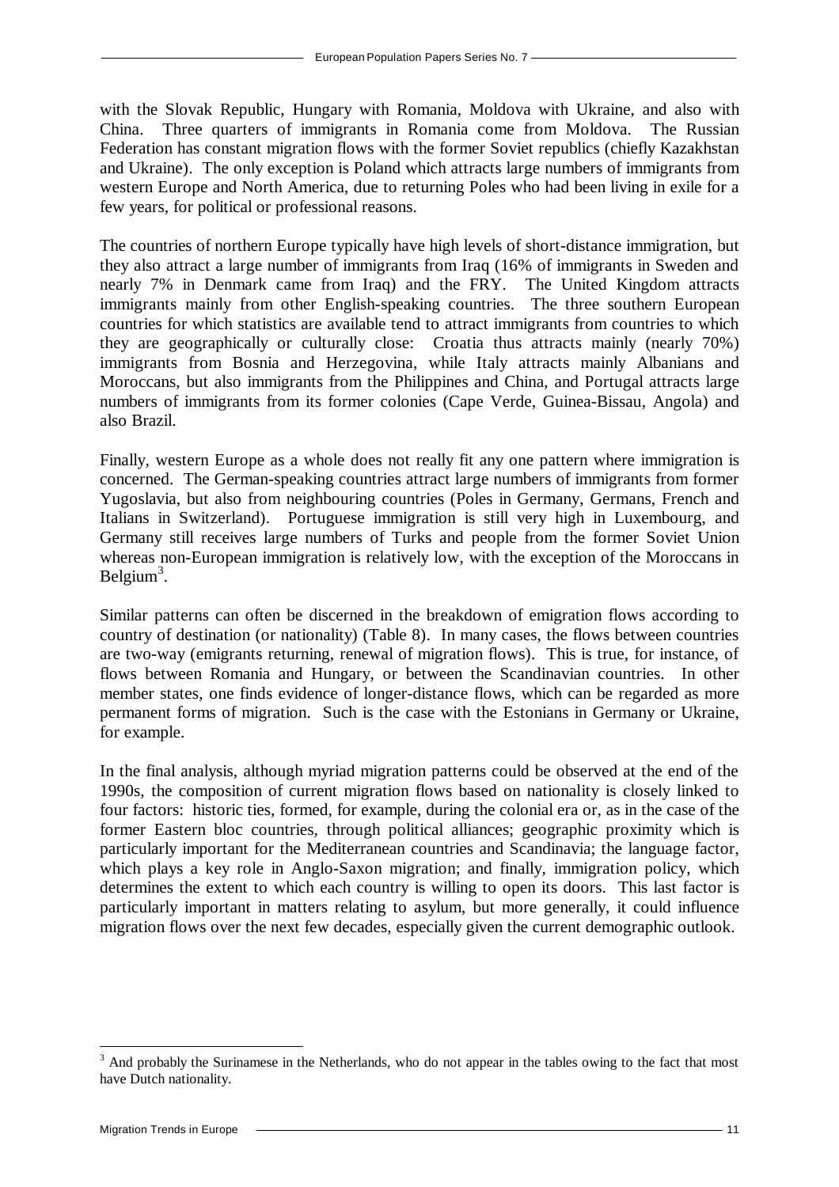with the Slovak Republic, Hungary with Romania, Moldova with Ukraine, and also with China. Three quarters of immigrants in Romania come from Moldova. The Russian Federation has constant migration flows with the former Soviet republics (chiefly Kazakhstan and Ukraine). The only exception is Poland which attracts large numbers of immigrants from western Europe and North America, due to returning Poles who had been living in exile for a few years, for political or professional reasons.

The countries of northern Europe typically have high levels of short-distance immigration, but they also attract a large number of immigrants from Iraq (16% of immigrants in Sweden and nearly 7% in Denmark came from Iraq) and the FRY. The United Kingdom attracts immigrants mainly from other English-speaking countries. The three southern European countries for which statistics are available tend to attract immigrants from countries to which they are geographically or culturally close: Croatia thus attracts mainly (nearly 70%) immigrants from Bosnia and Herzegovina, while Italy attracts mainly Albanians and Moroccans, but also immigrants from the Philippines and China, and Portugal attracts large numbers of immigrants from its former colonies (Cape Verde, Guinea-Bissau, Angola) and also Brazil.

Finally, western Europe as a whole does not really fit any one pattern where immigration is concerned. The German-speaking countries attract large numbers of immigrants from former Yugoslavia, but also from neighbouring countries (Poles in Germany, Germans, French and Italians in Switzerland). Portuguese immigration is still very high in Luxembourg, and Germany still receives large numbers of Turks and people from the former Soviet Union whereas non-European immigration is relatively low, with the exception of the Moroccans in Belgium[3].

Similar patterns can often be discerned in the breakdown of emigration flows according to country of destination (or nationality) (Table 8). In many cases, the flows between countries are two-way (emigrants returning, renewal of migration flows). This is true, for instance, of flows between Romania and Hungary, or between the Scandinavian countries. In other member states, one finds evidence of longer-distance flows, which can be regarded as more permanent forms of migration. Such is the case with the Estonians in Germany or Ukraine, for example.

In the final analysis, although myriad migration patterns could be observed at the end of the 1990s, the composition of current migration flows based on nationality is closely linked to four factors: historic ties, formed, for example, during the colonial era or, as in the case of the former Eastern bloc countries, through political alliances; geographic proximity which is particularly important for the Mediterranean countries and Scandinavia; the language factor, which plays a key role in Anglo-Saxon migration; and finally, immigration policy, which determines the extent to which each country is willing to open its doors. This last factor is particularly important in matters relating to asylum, but more generally, it could influence migration flows over the next few decades, especially given the current demographic outlook.

---

[3] And probably the Surinamese in the Netherlands, who do not appear in the tables owing to the fact that most have Dutch nationality.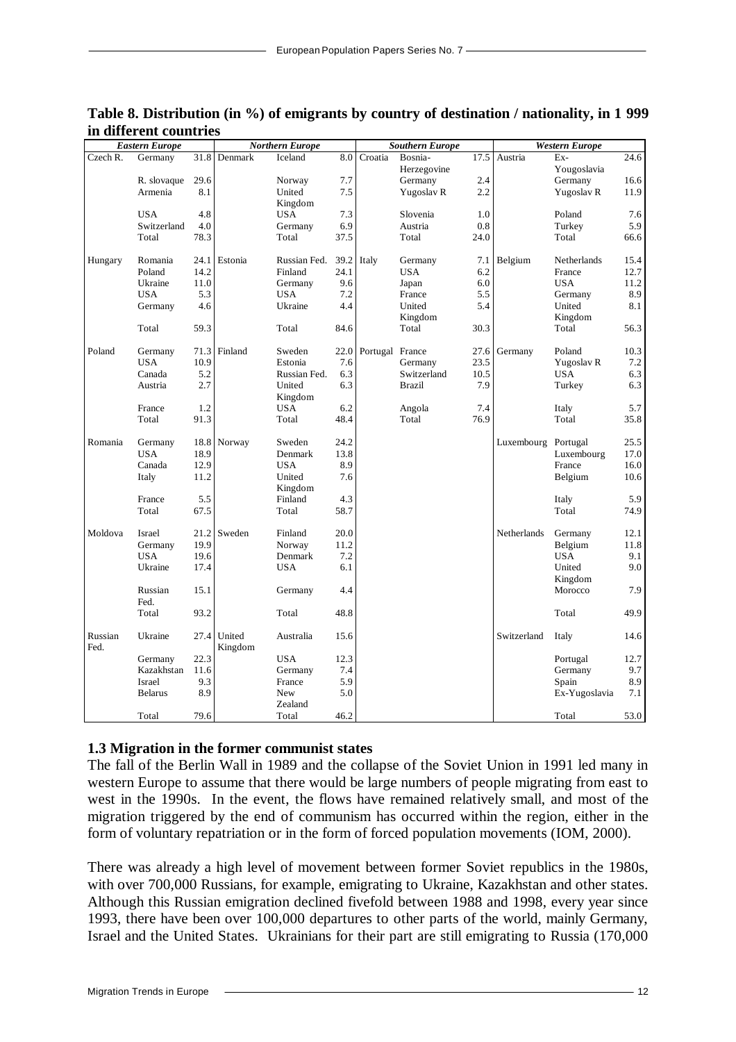**Table 8. Distribution (in %) of emigrants by country of destination / nationality, in 1 999 in different countries**

| *Eastern Europe* | | | *Northern Europe* | | | *Southern Europe* | | | *Western Europe* | | |
|---|---|---|---|---|---|---|---|---|---|---|---|
| Czech R. | Germany | 31.8 | Denmark | Iceland | 8.0 | Croatia | Bosnia-Herzegovine | 17.5 | Austria | Ex-Yougoslavia | 24.6 |
| | R. slovaque | 29.6 | | Norway | 7.7 | | Germany | 2.4 | | Germany | 16.6 |
| | Armenia | 8.1 | | United Kingdom | 7.5 | | Yugoslav R | 2.2 | | Yugoslav R | 11.9 |
| | USA | 4.8 | | USA | 7.3 | | Slovenia | 1.0 | | Poland | 7.6 |
| | Switzerland | 4.0 | | Germany | 6.9 | | Austria | 0.8 | | Turkey | 5.9 |
| | Total | 78.3 | | Total | 37.5 | | Total | 24.0 | | Total | 66.6 |
| Hungary | Romania | 24.1 | Estonia | Russian Fed. | 39.2 | Italy | Germany | 7.1 | Belgium | Netherlands | 15.4 |
| | Poland | 14.2 | | Finland | 24.1 | | USA | 6.2 | | France | 12.7 |
| | Ukraine | 11.0 | | Germany | 9.6 | | Japan | 6.0 | | USA | 11.2 |
| | USA | 5.3 | | USA | 7.2 | | France | 5.5 | | Germany | 8.9 |
| | Germany | 4.6 | | Ukraine | 4.4 | | United Kingdom | 5.4 | | United Kingdom | 8.1 |
| | Total | 59.3 | | Total | 84.6 | | Total | 30.3 | | Total | 56.3 |
| Poland | Germany | 71.3 | Finland | Sweden | 22.0 | Portugal | France | 27.6 | Germany | Poland | 10.3 |
| | USA | 10.9 | | Estonia | 7.6 | | Germany | 23.5 | | Yugoslav R | 7.2 |
| | Canada | 5.2 | | Russian Fed. | 6.3 | | Switzerland | 10.5 | | USA | 6.3 |
| | Austria | 2.7 | | United Kingdom | 6.3 | | Brazil | 7.9 | | Turkey | 6.3 |
| | France | 1.2 | | USA | 6.2 | | Angola | 7.4 | | Italy | 5.7 |
| | Total | 91.3 | | Total | 48.4 | | Total | 76.9 | | Total | 35.8 |
| Romania | Germany | 18.8 | Norway | Sweden | 24.2 | | | | Luxembourg | Portugal | 25.5 |
| | USA | 18.9 | | Denmark | 13.8 | | | | | Luxembourg | 17.0 |
| | Canada | 12.9 | | USA | 8.9 | | | | | France | 16.0 |
| | Italy | 11.2 | | United Kingdom | 7.6 | | | | | Belgium | 10.6 |
| | France | 5.5 | | Finland | 4.3 | | | | | Italy | 5.9 |
| | Total | 67.5 | | Total | 58.7 | | | | | Total | 74.9 |
| Moldova | Israel | 21.2 | Sweden | Finland | 20.0 | | | | Netherlands | Germany | 12.1 |
| | Germany | 19.9 | | Norway | 11.2 | | | | | Belgium | 11.8 |
| | USA | 19.6 | | Denmark | 7.2 | | | | | USA | 9.1 |
| | Ukraine | 17.4 | | USA | 6.1 | | | | | United Kingdom | 9.0 |
| | Russian Fed. | 15.1 | | Germany | 4.4 | | | | | Morocco | 7.9 |
| | Total | 93.2 | | Total | 48.8 | | | | | Total | 49.9 |
| Russian Fed. | Ukraine | 27.4 | United Kingdom | Australia | 15.6 | | | | Switzerland | Italy | 14.6 |
| | Germany | 22.3 | | USA | 12.3 | | | | | Portugal | 12.7 |
| | Kazakhstan | 11.6 | | Germany | 7.4 | | | | | Germany | 9.7 |
| | Israel | 9.3 | | France | 5.9 | | | | | Spain | 8.9 |
| | Belarus | 8.9 | | New Zealand | 5.0 | | | | | Ex-Yugoslavia | 7.1 |
| | Total | 79.6 | | Total | 46.2 | | | | | Total | 53.0 |

### 1.3 Migration in the former communist states

The fall of the Berlin Wall in 1989 and the collapse of the Soviet Union in 1991 led many in western Europe to assume that there would be large numbers of people migrating from east to west in the 1990s. In the event, the flows have remained relatively small, and most of the migration triggered by the end of communism has occurred within the region, either in the form of voluntary repatriation or in the form of forced population movements (IOM, 2000).

There was already a high level of movement between former Soviet republics in the 1980s, with over 700,000 Russians, for example, emigrating to Ukraine, Kazakhstan and other states. Although this Russian emigration declined fivefold between 1988 and 1998, every year since 1993, there have been over 100,000 departures to other parts of the world, mainly Germany, Israel and the United States. Ukrainians for their part are still emigrating to Russia (170,000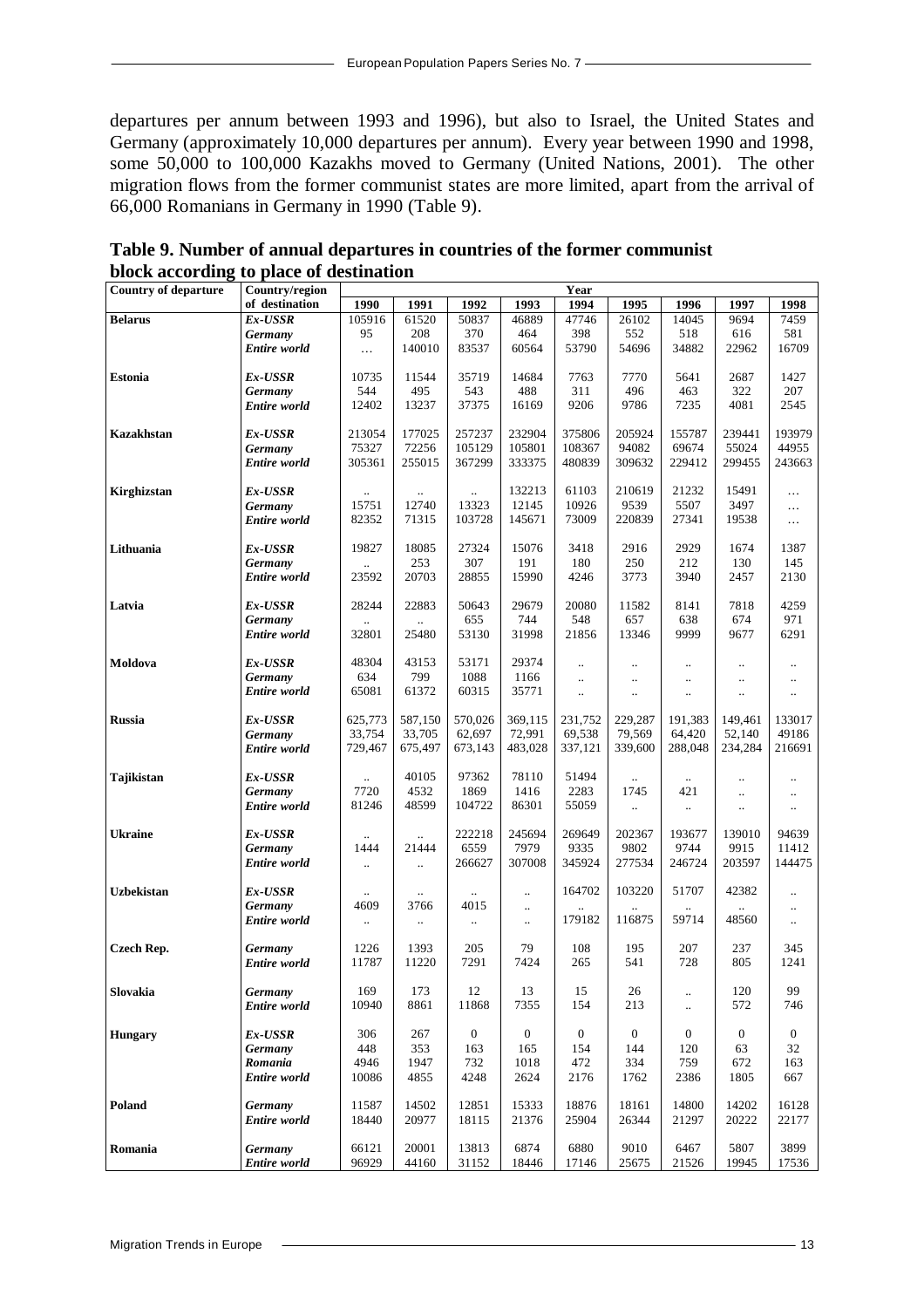departures per annum between 1993 and 1996), but also to Israel, the United States and Germany (approximately 10,000 departures per annum). Every year between 1990 and 1998, some 50,000 to 100,000 Kazakhs moved to Germany (United Nations, 2001). The other migration flows from the former communist states are more limited, apart from the arrival of 66,000 Romanians in Germany in 1990 (Table 9).

**Table 9. Number of annual departures in countries of the former communist block according to place of destination**

| Country of departure | Country/region of destination | 1990 | 1991 | 1992 | 1993 | 1994 | 1995 | 1996 | 1997 | 1998 |
|---|---|---|---|---|---|---|---|---|---|---|
| **Belarus** | *Ex-USSR* | 105916 | 61520 | 50837 | 46889 | 47746 | 26102 | 14045 | 9694 | 7459 |
| | *Germany* | 95 | 208 | 370 | 464 | 398 | 552 | 518 | 616 | 581 |
| | *Entire world* | … | 140010 | 83537 | 60564 | 53790 | 54696 | 34882 | 22962 | 16709 |
| **Estonia** | *Ex-USSR* | 10735 | 11544 | 35719 | 14684 | 7763 | 7770 | 5641 | 2687 | 1427 |
| | *Germany* | 544 | 495 | 543 | 488 | 311 | 496 | 463 | 322 | 207 |
| | *Entire world* | 12402 | 13237 | 37375 | 16169 | 9206 | 9786 | 7235 | 4081 | 2545 |
| **Kazakhstan** | *Ex-USSR* | 213054 | 177025 | 257237 | 232904 | 375806 | 205924 | 155787 | 239441 | 193979 |
| | *Germany* | 75327 | 72256 | 105129 | 105801 | 108367 | 94082 | 69674 | 55024 | 44955 |
| | *Entire world* | 305361 | 255015 | 367299 | 333375 | 480839 | 309632 | 229412 | 299455 | 243663 |
| **Kirghizstan** | *Ex-USSR* | .. | .. | .. | 132213 | 61103 | 210619 | 21232 | 15491 | … |
| | *Germany* | 15751 | 12740 | 13323 | 12145 | 10926 | 9539 | 5507 | 3497 | … |
| | *Entire world* | 82352 | 71315 | 103728 | 145671 | 73009 | 220839 | 27341 | 19538 | … |
| **Lithuania** | *Ex-USSR* | 19827 | 18085 | 27324 | 15076 | 3418 | 2916 | 2929 | 1674 | 1387 |
| | *Germany* | .. | 253 | 307 | 191 | 180 | 250 | 212 | 130 | 145 |
| | *Entire world* | 23592 | 20703 | 28855 | 15990 | 4246 | 3773 | 3940 | 2457 | 2130 |
| **Latvia** | *Ex-USSR* | 28244 | 22883 | 50643 | 29679 | 20080 | 11582 | 8141 | 7818 | 4259 |
| | *Germany* | .. | .. | 655 | 744 | 548 | 657 | 638 | 674 | 971 |
| | *Entire world* | 32801 | 25480 | 53130 | 31998 | 21856 | 13346 | 9999 | 9677 | 6291 |
| **Moldova** | *Ex-USSR* | 48304 | 43153 | 53171 | 29374 | .. | .. | .. | .. | .. |
| | *Germany* | 634 | 799 | 1088 | 1166 | .. | .. | .. | .. | .. |
| | *Entire world* | 65081 | 61372 | 60315 | 35771 | .. | .. | .. | .. | .. |
| **Russia** | *Ex-USSR* | 625,773 | 587,150 | 570,026 | 369,115 | 231,752 | 229,287 | 191,383 | 149,461 | 133017 |
| | *Germany* | 33,754 | 33,705 | 62,697 | 72,991 | 69,538 | 79,569 | 64,420 | 52,140 | 49186 |
| | *Entire world* | 729,467 | 675,497 | 673,143 | 483,028 | 337,121 | 339,600 | 288,048 | 234,284 | 216691 |
| **Tajikistan** | *Ex-USSR* | .. | 40105 | 97362 | 78110 | 51494 | .. | .. | .. | .. |
| | *Germany* | 7720 | 4532 | 1869 | 1416 | 2283 | 1745 | 421 | .. | .. |
| | *Entire world* | 81246 | 48599 | 104722 | 86301 | 55059 | .. | .. | .. | .. |
| **Ukraine** | *Ex-USSR* | .. | .. | 222218 | 245694 | 269649 | 202367 | 193677 | 139010 | 94639 |
| | *Germany* | 1444 | 21444 | 6559 | 7979 | 9335 | 9802 | 9744 | 9915 | 11412 |
| | *Entire world* | .. | .. | 266627 | 307008 | 345924 | 277534 | 246724 | 203597 | 144475 |
| **Uzbekistan** | *Ex-USSR* | .. | .. | .. | .. | 164702 | 103220 | 51707 | 42382 | .. |
| | *Germany* | 4609 | 3766 | 4015 | .. | .. | .. | .. | .. | .. |
| | *Entire world* | .. | .. | .. | .. | 179182 | 116875 | 59714 | 48560 | .. |
| **Czech Rep.** | *Germany* | 1226 | 1393 | 205 | 79 | 108 | 195 | 207 | 237 | 345 |
| | *Entire world* | 11787 | 11220 | 7291 | 7424 | 265 | 541 | 728 | 805 | 1241 |
| **Slovakia** | *Germany* | 169 | 173 | 12 | 13 | 15 | 26 | .. | 120 | 99 |
| | *Entire world* | 10940 | 8861 | 11868 | 7355 | 154 | 213 | .. | 572 | 746 |
| **Hungary** | *Ex-USSR* | 306 | 267 | 0 | 0 | 0 | 0 | 0 | 0 | 0 |
| | *Germany* | 448 | 353 | 163 | 165 | 154 | 144 | 120 | 63 | 32 |
| | *Romania* | 4946 | 1947 | 732 | 1018 | 472 | 334 | 759 | 672 | 163 |
| | *Entire world* | 10086 | 4855 | 4248 | 2624 | 2176 | 1762 | 2386 | 1805 | 667 |
| **Poland** | *Germany* | 11587 | 14502 | 12851 | 15333 | 18876 | 18161 | 14800 | 14202 | 16128 |
| | *Entire world* | 18440 | 20977 | 18115 | 21376 | 25904 | 26344 | 21297 | 20222 | 22177 |
| **Romania** | *Germany* | 66121 | 20001 | 13813 | 6874 | 6880 | 9010 | 6467 | 5807 | 3899 |
| | *Entire world* | 96929 | 44160 | 31152 | 18446 | 17146 | 25675 | 21526 | 19945 | 17536 |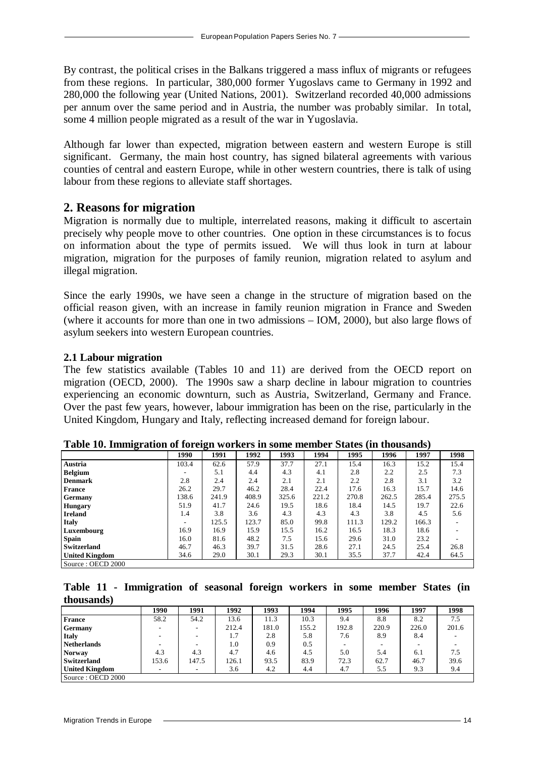By contrast, the political crises in the Balkans triggered a mass influx of migrants or refugees from these regions. In particular, 380,000 former Yugoslavs came to Germany in 1992 and 280,000 the following year (United Nations, 2001). Switzerland recorded 40,000 admissions per annum over the same period and in Austria, the number was probably similar. In total, some 4 million people migrated as a result of the war in Yugoslavia.

Although far lower than expected, migration between eastern and western Europe is still significant. Germany, the main host country, has signed bilateral agreements with various counties of central and eastern Europe, while in other western countries, there is talk of using labour from these regions to alleviate staff shortages.

## 2. Reasons for migration

Migration is normally due to multiple, interrelated reasons, making it difficult to ascertain precisely why people move to other countries. One option in these circumstances is to focus on information about the type of permits issued. We will thus look in turn at labour migration, migration for the purposes of family reunion, migration related to asylum and illegal migration.

Since the early 1990s, we have seen a change in the structure of migration based on the official reason given, with an increase in family reunion migration in France and Sweden (where it accounts for more than one in two admissions – IOM, 2000), but also large flows of asylum seekers into western European countries.

### 2.1 Labour migration

The few statistics available (Tables 10 and 11) are derived from the OECD report on migration (OECD, 2000). The 1990s saw a sharp decline in labour migration to countries experiencing an economic downturn, such as Austria, Switzerland, Germany and France. Over the past few years, however, labour immigration has been on the rise, particularly in the United Kingdom, Hungary and Italy, reflecting increased demand for foreign labour.

**Table 10. Immigration of foreign workers in some member States (in thousands)**

| | 1990 | 1991 | 1992 | 1993 | 1994 | 1995 | 1996 | 1997 | 1998 |
|---|---|---|---|---|---|---|---|---|---|
| **Austria** | 103.4 | 62.6 | 57.9 | 37.7 | 27.1 | 15.4 | 16.3 | 15.2 | 15.4 |
| **Belgium** | - | 5.1 | 4.4 | 4.3 | 4.1 | 2.8 | 2.2 | 2.5 | 7.3 |
| **Denmark** | 2.8 | 2.4 | 2.4 | 2.1 | 2.1 | 2.2 | 2.8 | 3.1 | 3.2 |
| **France** | 26.2 | 29.7 | 46.2 | 28.4 | 22.4 | 17.6 | 16.3 | 15.7 | 14.6 |
| **Germany** | 138.6 | 241.9 | 408.9 | 325.6 | 221.2 | 270.8 | 262.5 | 285.4 | 275.5 |
| **Hungary** | 51.9 | 41.7 | 24.6 | 19.5 | 18.6 | 18.4 | 14.5 | 19.7 | 22.6 |
| **Ireland** | 1.4 | 3.8 | 3.6 | 4.3 | 4.3 | 4.3 | 3.8 | 4.5 | 5.6 |
| **Italy** | - | 125.5 | 123.7 | 85.0 | 99.8 | 111.3 | 129.2 | 166.3 | - |
| **Luxembourg** | 16.9 | 16.9 | 15.9 | 15.5 | 16.2 | 16.5 | 18.3 | 18.6 | - |
| **Spain** | 16.0 | 81.6 | 48.2 | 7.5 | 15.6 | 29.6 | 31.0 | 23.2 | - |
| **Switzerland** | 46.7 | 46.3 | 39.7 | 31.5 | 28.6 | 27.1 | 24.5 | 25.4 | 26.8 |
| **United Kingdom** | 34.6 | 29.0 | 30.1 | 29.3 | 30.1 | 35.5 | 37.7 | 42.4 | 64.5 |

Source : OECD 2000

**Table 11 - Immigration of seasonal foreign workers in some member States (in thousands)**

| | 1990 | 1991 | 1992 | 1993 | 1994 | 1995 | 1996 | 1997 | 1998 |
|---|---|---|---|---|---|---|---|---|---|
| **France** | 58.2 | 54.2 | 13.6 | 11.3 | 10.3 | 9.4 | 8.8 | 8.2 | 7.5 |
| **Germany** | - | - | 212.4 | 181.0 | 155.2 | 192.8 | 220.9 | 226.0 | 201.6 |
| **Italy** | - | - | 1.7 | 2.8 | 5.8 | 7.6 | 8.9 | 8.4 | - |
| **Netherlands** | - | - | 1.0 | 0.9 | 0.5 | - | - | - | - |
| **Norway** | 4.3 | 4.3 | 4.7 | 4.6 | 4.5 | 5.0 | 5.4 | 6.1 | 7.5 |
| **Switzerland** | 153.6 | 147.5 | 126.1 | 93.5 | 83.9 | 72.3 | 62.7 | 46.7 | 39.6 |
| **United Kingdom** | - | - | 3.6 | 4.2 | 4.4 | 4.7 | 5.5 | 9.3 | 9.4 |

Source : OECD 2000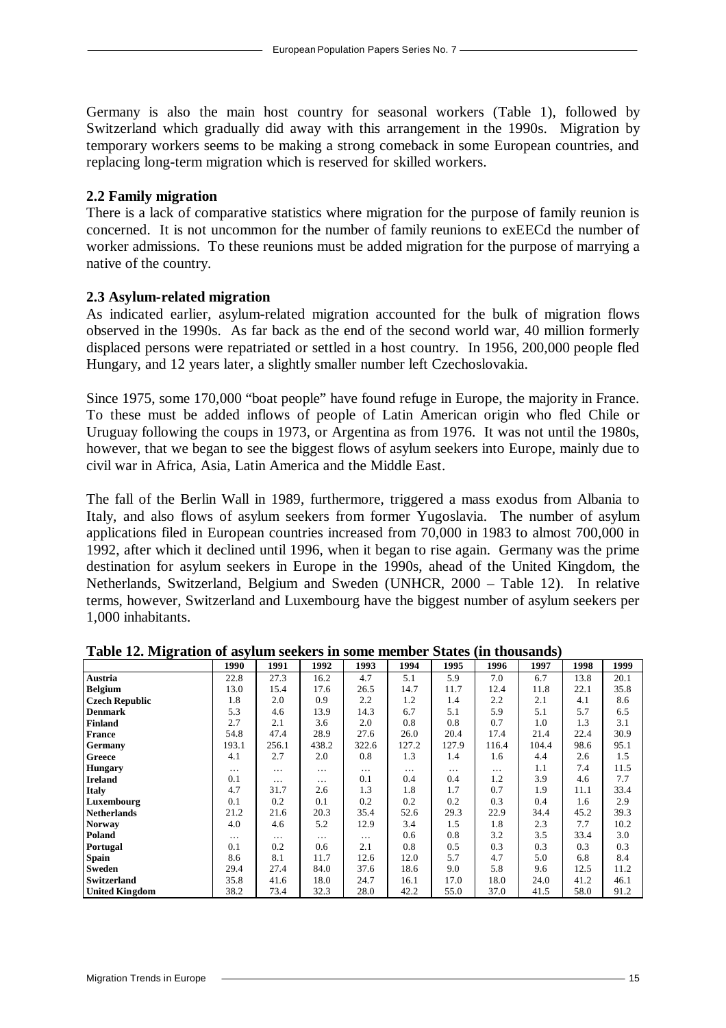Germany is also the main host country for seasonal workers (Table 1), followed by Switzerland which gradually did away with this arrangement in the 1990s. Migration by temporary workers seems to be making a strong comeback in some European countries, and replacing long-term migration which is reserved for skilled workers.

### 2.2 Family migration

There is a lack of comparative statistics where migration for the purpose of family reunion is concerned. It is not uncommon for the number of family reunions to exEECd the number of worker admissions. To these reunions must be added migration for the purpose of marrying a native of the country.

### 2.3 Asylum-related migration

As indicated earlier, asylum-related migration accounted for the bulk of migration flows observed in the 1990s. As far back as the end of the second world war, 40 million formerly displaced persons were repatriated or settled in a host country. In 1956, 200,000 people fled Hungary, and 12 years later, a slightly smaller number left Czechoslovakia.

Since 1975, some 170,000 "boat people" have found refuge in Europe, the majority in France. To these must be added inflows of people of Latin American origin who fled Chile or Uruguay following the coups in 1973, or Argentina as from 1976. It was not until the 1980s, however, that we began to see the biggest flows of asylum seekers into Europe, mainly due to civil war in Africa, Asia, Latin America and the Middle East.

The fall of the Berlin Wall in 1989, furthermore, triggered a mass exodus from Albania to Italy, and also flows of asylum seekers from former Yugoslavia. The number of asylum applications filed in European countries increased from 70,000 in 1983 to almost 700,000 in 1992, after which it declined until 1996, when it began to rise again. Germany was the prime destination for asylum seekers in Europe in the 1990s, ahead of the United Kingdom, the Netherlands, Switzerland, Belgium and Sweden (UNHCR, 2000 – Table 12). In relative terms, however, Switzerland and Luxembourg have the biggest number of asylum seekers per 1,000 inhabitants.

**Table 12. Migration of asylum seekers in some member States (in thousands)**

| | 1990 | 1991 | 1992 | 1993 | 1994 | 1995 | 1996 | 1997 | 1998 | 1999 |
|---|---|---|---|---|---|---|---|---|---|---|
| **Austria** | 22.8 | 27.3 | 16.2 | 4.7 | 5.1 | 5.9 | 7.0 | 6.7 | 13.8 | 20.1 |
| **Belgium** | 13.0 | 15.4 | 17.6 | 26.5 | 14.7 | 11.7 | 12.4 | 11.8 | 22.1 | 35.8 |
| **Czech Republic** | 1.8 | 2.0 | 0.9 | 2.2 | 1.2 | 1.4 | 2.2 | 2.1 | 4.1 | 8.6 |
| **Denmark** | 5.3 | 4.6 | 13.9 | 14.3 | 6.7 | 5.1 | 5.9 | 5.1 | 5.7 | 6.5 |
| **Finland** | 2.7 | 2.1 | 3.6 | 2.0 | 0.8 | 0.8 | 0.7 | 1.0 | 1.3 | 3.1 |
| **France** | 54.8 | 47.4 | 28.9 | 27.6 | 26.0 | 20.4 | 17.4 | 21.4 | 22.4 | 30.9 |
| **Germany** | 193.1 | 256.1 | 438.2 | 322.6 | 127.2 | 127.9 | 116.4 | 104.4 | 98.6 | 95.1 |
| **Greece** | 4.1 | 2.7 | 2.0 | 0.8 | 1.3 | 1.4 | 1.6 | 4.4 | 2.6 | 1.5 |
| **Hungary** | … | … | … | … | … | … | … | 1.1 | 7.4 | 11.5 |
| **Ireland** | 0.1 | … | … | 0.1 | 0.4 | 0.4 | 1.2 | 3.9 | 4.6 | 7.7 |
| **Italy** | 4.7 | 31.7 | 2.6 | 1.3 | 1.8 | 1.7 | 0.7 | 1.9 | 11.1 | 33.4 |
| **Luxembourg** | 0.1 | 0.2 | 0.1 | 0.2 | 0.2 | 0.2 | 0.3 | 0.4 | 1.6 | 2.9 |
| **Netherlands** | 21.2 | 21.6 | 20.3 | 35.4 | 52.6 | 29.3 | 22.9 | 34.4 | 45.2 | 39.3 |
| **Norway** | 4.0 | 4.6 | 5.2 | 12.9 | 3.4 | 1.5 | 1.8 | 2.3 | 7.7 | 10.2 |
| **Poland** | … | … | … | … | 0.6 | 0.8 | 3.2 | 3.5 | 33.4 | 3.0 |
| **Portugal** | 0.1 | 0.2 | 0.6 | 2.1 | 0.8 | 0.5 | 0.3 | 0.3 | 0.3 | 0.3 |
| **Spain** | 8.6 | 8.1 | 11.7 | 12.6 | 12.0 | 5.7 | 4.7 | 5.0 | 6.8 | 8.4 |
| **Sweden** | 29.4 | 27.4 | 84.0 | 37.6 | 18.6 | 9.0 | 5.8 | 9.6 | 12.5 | 11.2 |
| **Switzerland** | 35.8 | 41.6 | 18.0 | 24.7 | 16.1 | 17.0 | 18.0 | 24.0 | 41.2 | 46.1 |
| **United Kingdom** | 38.2 | 73.4 | 32.3 | 28.0 | 42.2 | 55.0 | 37.0 | 41.5 | 58.0 | 91.2 |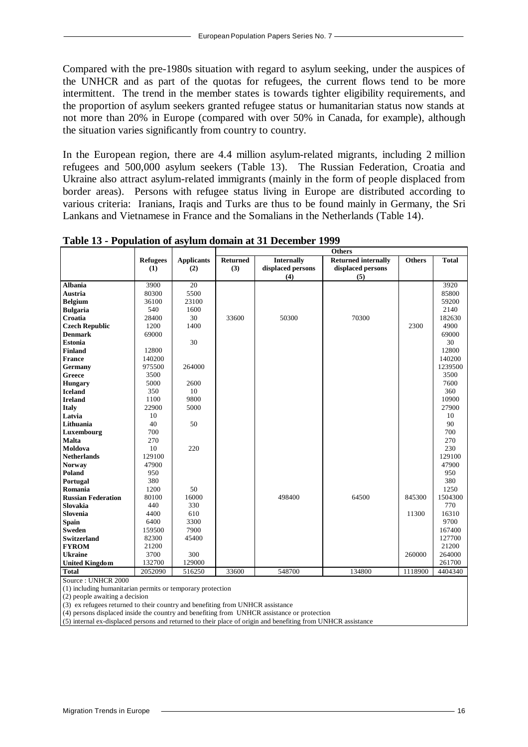Compared with the pre-1980s situation with regard to asylum seeking, under the auspices of the UNHCR and as part of the quotas for refugees, the current flows tend to be more intermittent. The trend in the member states is towards tighter eligibility requirements, and the proportion of asylum seekers granted refugee status or humanitarian status now stands at not more than 20% in Europe (compared with over 50% in Canada, for example), although the situation varies significantly from country to country.

In the European region, there are 4.4 million asylum-related migrants, including 2 million refugees and 500,000 asylum seekers (Table 13). The Russian Federation, Croatia and Ukraine also attract asylum-related immigrants (mainly in the form of people displaced from border areas). Persons with refugee status living in Europe are distributed according to various criteria: Iranians, Iraqis and Turks are thus to be found mainly in Germany, the Sri Lankans and Vietnamese in France and the Somalians in the Netherlands (Table 14).

**Table 13 - Population of asylum domain at 31 December 1999**

| | Refugees (1) | Applicants (2) | Others | | | | Total |
|---|---|---|---|---|---|---|---|
| | | | Returned (3) | Internally displaced persons (4) | Returned internally displaced persons (5) | Others | |
| **Albania** | 3900 | 20 | | | | | 3920 |
| **Austria** | 80300 | 5500 | | | | | 85800 |
| **Belgium** | 36100 | 23100 | | | | | 59200 |
| **Bulgaria** | 540 | 1600 | | | | | 2140 |
| **Croatia** | 28400 | 30 | 33600 | 50300 | 70300 | | 182630 |
| **Czech Republic** | 1200 | 1400 | | | | 2300 | 4900 |
| **Denmark** | 69000 | | | | | | 69000 |
| **Estonia** | | 30 | | | | | 30 |
| **Finland** | 12800 | | | | | | 12800 |
| **France** | 140200 | | | | | | 140200 |
| **Germany** | 975500 | 264000 | | | | | 1239500 |
| **Greece** | 3500 | | | | | | 3500 |
| **Hungary** | 5000 | 2600 | | | | | 7600 |
| **Iceland** | 350 | 10 | | | | | 360 |
| **Ireland** | 1100 | 9800 | | | | | 10900 |
| **Italy** | 22900 | 5000 | | | | | 27900 |
| **Latvia** | 10 | | | | | | 10 |
| **Lithuania** | 40 | 50 | | | | | 90 |
| **Luxembourg** | 700 | | | | | | 700 |
| **Malta** | 270 | | | | | | 270 |
| **Moldova** | 10 | 220 | | | | | 230 |
| **Netherlands** | 129100 | | | | | | 129100 |
| **Norway** | 47900 | | | | | | 47900 |
| **Poland** | 950 | | | | | | 950 |
| **Portugal** | 380 | | | | | | 380 |
| **Romania** | 1200 | 50 | | | | | 1250 |
| **Russian Federation** | 80100 | 16000 | | 498400 | 64500 | 845300 | 1504300 |
| **Slovakia** | 440 | 330 | | | | | 770 |
| **Slovenia** | 4400 | 610 | | | | 11300 | 16310 |
| **Spain** | 6400 | 3300 | | | | | 9700 |
| **Sweden** | 159500 | 7900 | | | | | 167400 |
| **Switzerland** | 82300 | 45400 | | | | | 127700 |
| **FYROM** | 21200 | | | | | | 21200 |
| **Ukraine** | 3700 | 300 | | | | 260000 | 264000 |
| **United Kingdom** | 132700 | 129000 | | | | | 261700 |
| **Total** | 2052090 | 516250 | 33600 | 548700 | 134800 | 1118900 | 4404340 |

Source : UNHCR 2000

(1) including humanitarian permits or temporary protection

(2) people awaiting a decision

(3) ex refugees returned to their country and benefiting from UNHCR assistance

(4) persons displaced inside the country and benefiting from UNHCR assistance or protection

(5) internal ex-displaced persons and returned to their place of origin and benefiting from UNHCR assistance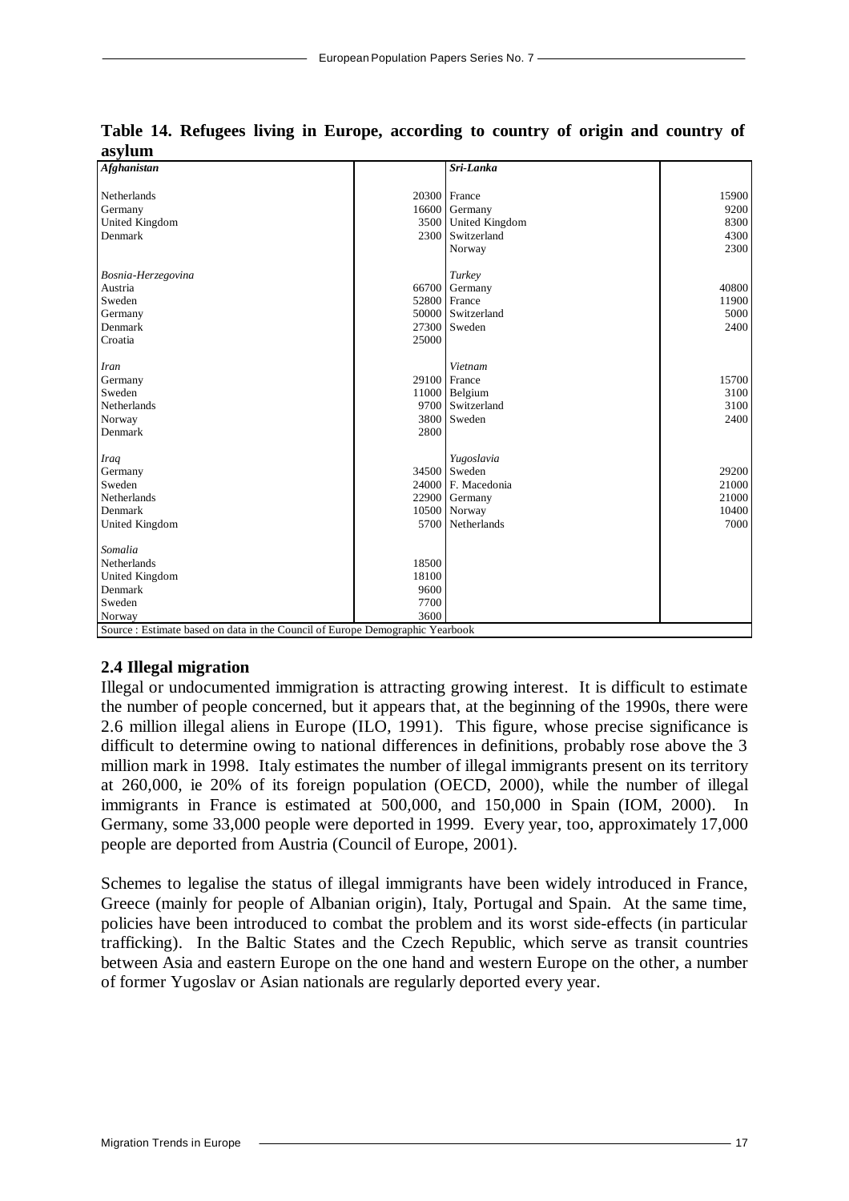**Table 14. Refugees living in Europe, according to country of origin and country of asylum**

| ***Afghanistan*** | | ***Sri-Lanka*** | |
|---|---|---|---|
| Netherlands | 20300 | France | 15900 |
| Germany | 16600 | Germany | 9200 |
| United Kingdom | 3500 | United Kingdom | 8300 |
| Denmark | 2300 | Switzerland | 4300 |
| | | Norway | 2300 |
| *Bosnia-Herzegovina* | | *Turkey* | |
| Austria | 66700 | Germany | 40800 |
| Sweden | 52800 | France | 11900 |
| Germany | 50000 | Switzerland | 5000 |
| Denmark | 27300 | Sweden | 2400 |
| Croatia | 25000 | | |
| *Iran* | | *Vietnam* | |
| Germany | 29100 | France | 15700 |
| Sweden | 11000 | Belgium | 3100 |
| Netherlands | 9700 | Switzerland | 3100 |
| Norway | 3800 | Sweden | 2400 |
| Denmark | 2800 | | |
| *Iraq* | | *Yugoslavia* | |
| Germany | 34500 | Sweden | 29200 |
| Sweden | 24000 | F. Macedonia | 21000 |
| Netherlands | 22900 | Germany | 21000 |
| Denmark | 10500 | Norway | 10400 |
| United Kingdom | 5700 | Netherlands | 7000 |
| *Somalia* | | | |
| Netherlands | 18500 | | |
| United Kingdom | 18100 | | |
| Denmark | 9600 | | |
| Sweden | 7700 | | |
| Norway | 3600 | | |

Source : Estimate based on data in the Council of Europe Demographic Yearbook

## 2.4 Illegal migration

Illegal or undocumented immigration is attracting growing interest. It is difficult to estimate the number of people concerned, but it appears that, at the beginning of the 1990s, there were 2.6 million illegal aliens in Europe (ILO, 1991). This figure, whose precise significance is difficult to determine owing to national differences in definitions, probably rose above the 3 million mark in 1998. Italy estimates the number of illegal immigrants present on its territory at 260,000, ie 20% of its foreign population (OECD, 2000), while the number of illegal immigrants in France is estimated at 500,000, and 150,000 in Spain (IOM, 2000). In Germany, some 33,000 people were deported in 1999. Every year, too, approximately 17,000 people are deported from Austria (Council of Europe, 2001).

Schemes to legalise the status of illegal immigrants have been widely introduced in France, Greece (mainly for people of Albanian origin), Italy, Portugal and Spain. At the same time, policies have been introduced to combat the problem and its worst side-effects (in particular trafficking). In the Baltic States and the Czech Republic, which serve as transit countries between Asia and eastern Europe on the one hand and western Europe on the other, a number of former Yugoslav or Asian nationals are regularly deported every year.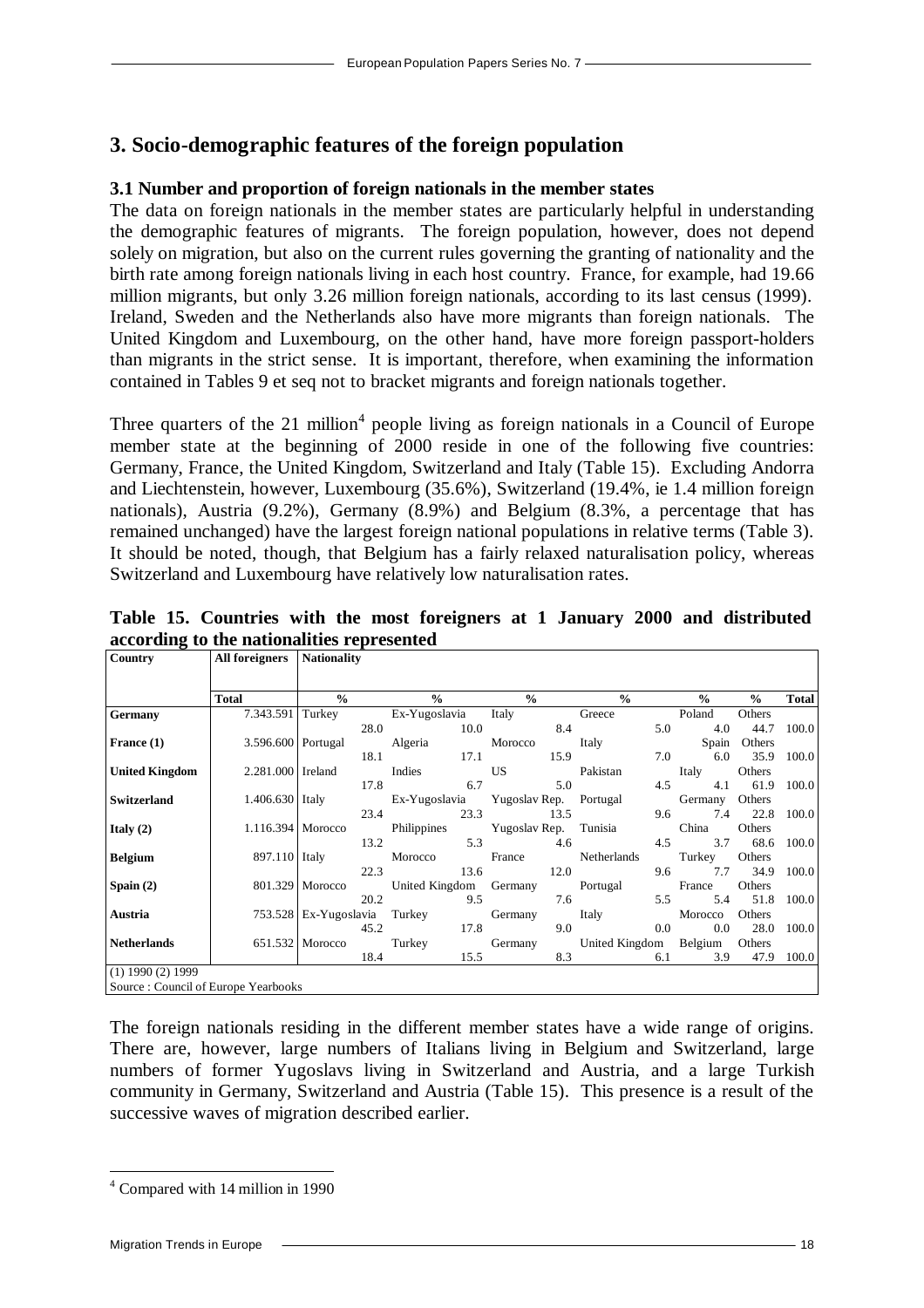## 3. Socio-demographic features of the foreign population

### 3.1 Number and proportion of foreign nationals in the member states

The data on foreign nationals in the member states are particularly helpful in understanding the demographic features of migrants. The foreign population, however, does not depend solely on migration, but also on the current rules governing the granting of nationality and the birth rate among foreign nationals living in each host country. France, for example, had 19.66 million migrants, but only 3.26 million foreign nationals, according to its last census (1999). Ireland, Sweden and the Netherlands also have more migrants than foreign nationals. The United Kingdom and Luxembourg, on the other hand, have more foreign passport-holders than migrants in the strict sense. It is important, therefore, when examining the information contained in Tables 9 et seq not to bracket migrants and foreign nationals together.

Three quarters of the 21 million[4] people living as foreign nationals in a Council of Europe member state at the beginning of 2000 reside in one of the following five countries: Germany, France, the United Kingdom, Switzerland and Italy (Table 15). Excluding Andorra and Liechtenstein, however, Luxembourg (35.6%), Switzerland (19.4%, ie 1.4 million foreign nationals), Austria (9.2%), Germany (8.9%) and Belgium (8.3%, a percentage that has remained unchanged) have the largest foreign national populations in relative terms (Table 3). It should be noted, though, that Belgium has a fairly relaxed naturalisation policy, whereas Switzerland and Luxembourg have relatively low naturalisation rates.

**Table 15. Countries with the most foreigners at 1 January 2000 and distributed according to the nationalities represented**

| Country | All foreigners | Nationality | | | | | | | | | | |
|---|---|---|---|---|---|---|---|---|---|---|---|---|
| | Total | | % | | % | | % | | % | | % | % | Total |
| **Germany** | 7.343.591 | Turkey | 28.0 | Ex-Yugoslavia | 10.0 | Italy | 8.4 | Greece | 5.0 | Poland | 4.0 | Others 44.7 | 100.0 |
| **France (1)** | 3.596.600 | Portugal | 18.1 | Algeria | 17.1 | Morocco | 15.9 | Italy | 7.0 | Spain | 6.0 | Others 35.9 | 100.0 |
| **United Kingdom** | 2.281.000 | Ireland | 17.8 | Indies | 6.7 | US | 5.0 | Pakistan | 4.5 | Italy | 4.1 | Others 61.9 | 100.0 |
| **Switzerland** | 1.406.630 | Italy | 23.4 | Ex-Yugoslavia | 23.3 | Yugoslav Rep. | 13.5 | Portugal | 9.6 | Germany | 7.4 | Others 22.8 | 100.0 |
| **Italy (2)** | 1.116.394 | Morocco | 13.2 | Philippines | 5.3 | Yugoslav Rep. | 4.6 | Tunisia | 4.5 | China | 3.7 | Others 68.6 | 100.0 |
| **Belgium** | 897.110 | Italy | 22.3 | Morocco | 13.6 | France | 12.0 | Netherlands | 9.6 | Turkey | 7.7 | Others 34.9 | 100.0 |
| **Spain (2)** | 801.329 | Morocco | 20.2 | United Kingdom | 9.5 | Germany | 7.6 | Portugal | 5.5 | France | 5.4 | Others 51.8 | 100.0 |
| **Austria** | 753.528 | Ex-Yugoslavia | 45.2 | Turkey | 17.8 | Germany | 9.0 | Italy | 0.0 | Morocco | 0.0 | Others 28.0 | 100.0 |
| **Netherlands** | 651.532 | Morocco | 18.4 | Turkey | 15.5 | Germany | 8.3 | United Kingdom | 6.1 | Belgium | 3.9 | Others 47.9 | 100.0 |

(1) 1990 (2) 1999
Source : Council of Europe Yearbooks

The foreign nationals residing in the different member states have a wide range of origins. There are, however, large numbers of Italians living in Belgium and Switzerland, large numbers of former Yugoslavs living in Switzerland and Austria, and a large Turkish community in Germany, Switzerland and Austria (Table 15). This presence is a result of the successive waves of migration described earlier.

[4] Compared with 14 million in 1990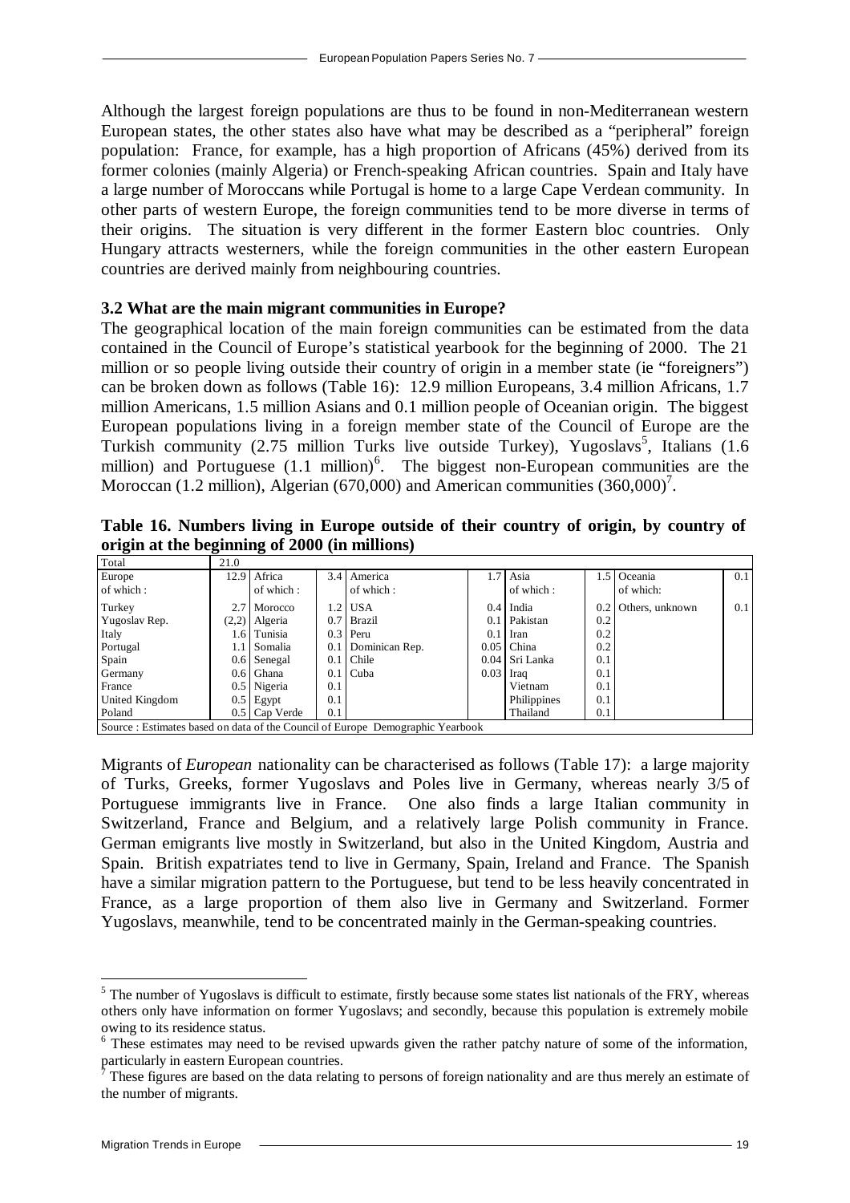Although the largest foreign populations are thus to be found in non-Mediterranean western European states, the other states also have what may be described as a "peripheral" foreign population: France, for example, has a high proportion of Africans (45%) derived from its former colonies (mainly Algeria) or French-speaking African countries. Spain and Italy have a large number of Moroccans while Portugal is home to a large Cape Verdean community. In other parts of western Europe, the foreign communities tend to be more diverse in terms of their origins. The situation is very different in the former Eastern bloc countries. Only Hungary attracts westerners, while the foreign communities in the other eastern European countries are derived mainly from neighbouring countries.

### 3.2 What are the main migrant communities in Europe?

The geographical location of the main foreign communities can be estimated from the data contained in the Council of Europe's statistical yearbook for the beginning of 2000. The 21 million or so people living outside their country of origin in a member state (ie "foreigners") can be broken down as follows (Table 16): 12.9 million Europeans, 3.4 million Africans, 1.7 million Americans, 1.5 million Asians and 0.1 million people of Oceanian origin. The biggest European populations living in a foreign member state of the Council of Europe are the Turkish community (2.75 million Turks live outside Turkey), Yugoslavs[5], Italians (1.6 million) and Portuguese (1.1 million)[6]. The biggest non-European communities are the Moroccan (1.2 million), Algerian (670,000) and American communities (360,000)[7].

**Table 16. Numbers living in Europe outside of their country of origin, by country of origin at the beginning of 2000 (in millions)**

| Total | 21.0 | | | | | | | | | | |
|---|---|---|---|---|---|---|---|---|---|---|---|
| Europe<br>of which : | 12.9 | Africa<br>of which : | 3.4 | America<br>of which : | 1.7 | Asia<br>of which : | 1.5 | Oceania<br>of which: | 0.1 |
| Turkey | 2.7 | Morocco | 1.2 | USA | 0.4 | India | 0.2 | Others, unknown | 0.1 |
| Yugoslav Rep. | (2,2) | Algeria | 0.7 | Brazil | 0.1 | Pakistan | 0.2 | | |
| Italy | 1.6 | Tunisia | 0.3 | Peru | 0.1 | Iran | 0.2 | | |
| Portugal | 1.1 | Somalia | 0.1 | Dominican Rep. | 0.05 | China | 0.2 | | |
| Spain | 0.6 | Senegal | 0.1 | Chile | 0.04 | Sri Lanka | 0.1 | | |
| Germany | 0.6 | Ghana | 0.1 | Cuba | 0.03 | Iraq | 0.1 | | |
| France | 0.5 | Nigeria | 0.1 | | | Vietnam | 0.1 | | |
| United Kingdom | 0.5 | Egypt | 0.1 | | | Philippines | 0.1 | | |
| Poland | 0.5 | Cap Verde | 0.1 | | | Thailand | 0.1 | | |

Source : Estimates based on data of the Council of Europe Demographic Yearbook

Migrants of *European* nationality can be characterised as follows (Table 17): a large majority of Turks, Greeks, former Yugoslavs and Poles live in Germany, whereas nearly 3/5 of Portuguese immigrants live in France. One also finds a large Italian community in Switzerland, France and Belgium, and a relatively large Polish community in France. German emigrants live mostly in Switzerland, but also in the United Kingdom, Austria and Spain. British expatriates tend to live in Germany, Spain, Ireland and France. The Spanish have a similar migration pattern to the Portuguese, but tend to be less heavily concentrated in France, as a large proportion of them also live in Germany and Switzerland. Former Yugoslavs, meanwhile, tend to be concentrated mainly in the German-speaking countries.

---

[5] The number of Yugoslavs is difficult to estimate, firstly because some states list nationals of the FRY, whereas others only have information on former Yugoslavs; and secondly, because this population is extremely mobile owing to its residence status.

[6] These estimates may need to be revised upwards given the rather patchy nature of some of the information, particularly in eastern European countries.

[7] These figures are based on the data relating to persons of foreign nationality and are thus merely an estimate of the number of migrants.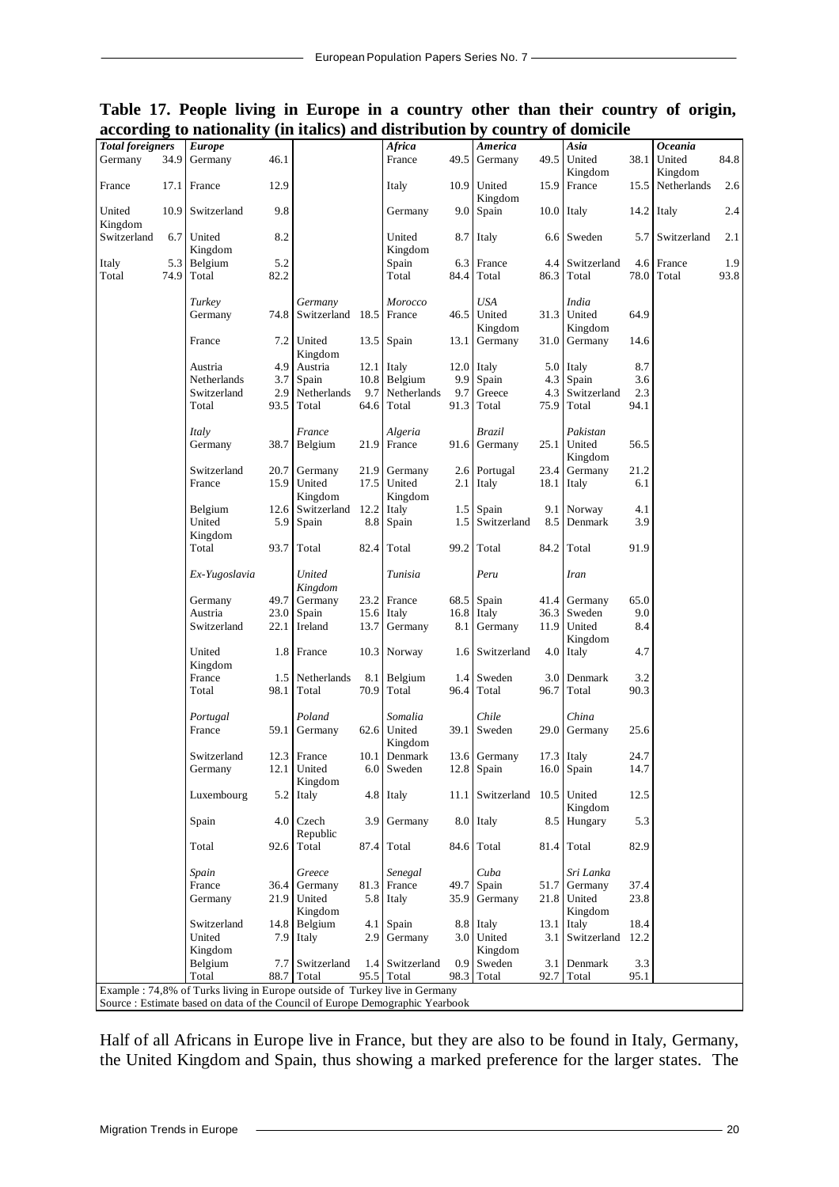**Table 17. People living in Europe in a country other than their country of origin, according to nationality (in italics) and distribution by country of domicile**

| *Total foreigners* | | *Europe* | | | | *Africa* | | *America* | | *Asia* | | *Oceania* | |
|---|---|---|---|---|---|---|---|---|---|---|---|---|---|
| Germany | 34.9 | Germany | 46.1 | | | France | 49.5 | Germany | 49.5 | United Kingdom | 38.1 | United Kingdom | 84.8 |
| France | 17.1 | France | 12.9 | | | Italy | 10.9 | United Kingdom | 15.9 | France | 15.5 | Netherlands | 2.6 |
| United Kingdom | 10.9 | Switzerland | 9.8 | | | Germany | 9.0 | Spain | 10.0 | Italy | 14.2 | Italy | 2.4 |
| Switzerland | 6.7 | United Kingdom | 8.2 | | | United Kingdom | 8.7 | Italy | 6.6 | Sweden | 5.7 | Switzerland | 2.1 |
| Italy | 5.3 | Belgium | 5.2 | | | Spain | 6.3 | France | 4.4 | Switzerland | 4.6 | France | 1.9 |
| Total | 74.9 | Total | 82.2 | | | Total | 84.4 | Total | 86.3 | Total | 78.0 | Total | 93.8 |
| | | *Turkey* | | *Germany* | | *Morocco* | | *USA* | | *India* | | | |
| | | Germany | 74.8 | Switzerland | 18.5 | France | 46.5 | United Kingdom | 31.3 | United Kingdom | 64.9 | | |
| | | France | 7.2 | United Kingdom | 13.5 | Spain | 13.1 | Germany | 31.0 | Germany | 14.6 | | |
| | | Austria | 4.9 | Austria | 12.1 | Italy | 12.0 | Italy | 5.0 | Italy | 8.7 | | |
| | | Netherlands | 3.7 | Spain | 10.8 | Belgium | 9.9 | Spain | 4.3 | Spain | 3.6 | | |
| | | Switzerland | 2.9 | Netherlands | 9.7 | Netherlands | 9.7 | Greece | 4.3 | Switzerland | 2.3 | | |
| | | Total | 93.5 | Total | 64.6 | Total | 91.3 | Total | 75.9 | Total | 94.1 | | |
| | | *Italy* | | *France* | | *Algeria* | | *Brazil* | | *Pakistan* | | | |
| | | Germany | 38.7 | Belgium | 21.9 | France | 91.6 | Germany | 25.1 | United Kingdom | 56.5 | | |
| | | Switzerland | 20.7 | Germany | 21.9 | Germany | 2.6 | Portugal | 23.4 | Germany | 21.2 | | |
| | | France | 15.9 | United Kingdom | 17.5 | United Kingdom | 2.1 | Italy | 18.1 | Italy | 6.1 | | |
| | | Belgium | 12.6 | Switzerland | 12.2 | Italy | 1.5 | Spain | 9.1 | Norway | 4.1 | | |
| | | United Kingdom | 5.9 | Spain | 8.8 | Spain | 1.5 | Switzerland | 8.5 | Denmark | 3.9 | | |
| | | Total | 93.7 | Total | 82.4 | Total | 99.2 | Total | 84.2 | Total | 91.9 | | |
| | | *Ex-Yugoslavia* | | *United Kingdom* | | *Tunisia* | | *Peru* | | *Iran* | | | |
| | | Germany | 49.7 | Germany | 23.2 | France | 68.5 | Spain | 41.4 | Germany | 65.0 | | |
| | | Austria | 23.0 | Spain | 15.6 | Italy | 16.8 | Italy | 36.3 | Sweden | 9.0 | | |
| | | Switzerland | 22.1 | Ireland | 13.7 | Germany | 8.1 | Germany | 11.9 | United Kingdom | 8.4 | | |
| | | United Kingdom | 1.8 | France | 10.3 | Norway | 1.6 | Switzerland | 4.0 | Italy | 4.7 | | |
| | | France | 1.5 | Netherlands | 8.1 | Belgium | 1.4 | Sweden | 3.0 | Denmark | 3.2 | | |
| | | Total | 98.1 | Total | 70.9 | Total | 96.4 | Total | 96.7 | Total | 90.3 | | |
| | | *Portugal* | | *Poland* | | *Somalia* | | *Chile* | | *China* | | | |
| | | France | 59.1 | Germany | 62.6 | United Kingdom | 39.1 | Sweden | 29.0 | Germany | 25.6 | | |
| | | Switzerland | 12.3 | France | 10.1 | Denmark | 13.6 | Germany | 17.3 | Italy | 24.7 | | |
| | | Germany | 12.1 | United Kingdom | 6.0 | Sweden | 12.8 | Spain | 16.0 | Spain | 14.7 | | |
| | | Luxembourg | 5.2 | Italy | 4.8 | Italy | 11.1 | Switzerland | 10.5 | United Kingdom | 12.5 | | |
| | | Spain | 4.0 | Czech Republic | 3.9 | Germany | 8.0 | Italy | 8.5 | Hungary | 5.3 | | |
| | | Total | 92.6 | Total | 87.4 | Total | 84.6 | Total | 81.4 | Total | 82.9 | | |
| | | *Spain* | | *Greece* | | *Senegal* | | *Cuba* | | *Sri Lanka* | | | |
| | | France | 36.4 | Germany | 81.3 | France | 49.7 | Spain | 51.7 | Germany | 37.4 | | |
| | | Germany | 21.9 | United Kingdom | 5.8 | Italy | 35.9 | Germany | 21.8 | United Kingdom | 23.8 | | |
| | | Switzerland | 14.8 | Belgium | 4.1 | Spain | 8.8 | Italy | 13.1 | Italy | 18.4 | | |
| | | United Kingdom | 7.9 | Italy | 2.9 | Germany | 3.0 | United Kingdom | 3.1 | Switzerland | 12.2 | | |
| | | Belgium | 7.7 | Switzerland | 1.4 | Switzerland | 0.9 | Sweden | 3.1 | Denmark | 3.3 | | |
| | | Total | 88.7 | Total | 95.5 | Total | 98.3 | Total | 92.7 | Total | 95.1 | | |

Example : 74,8% of Turks living in Europe outside of Turkey live in Germany
Source : Estimate based on data of the Council of Europe Demographic Yearbook

Half of all Africans in Europe live in France, but they are also to be found in Italy, Germany, the United Kingdom and Spain, thus showing a marked preference for the larger states. The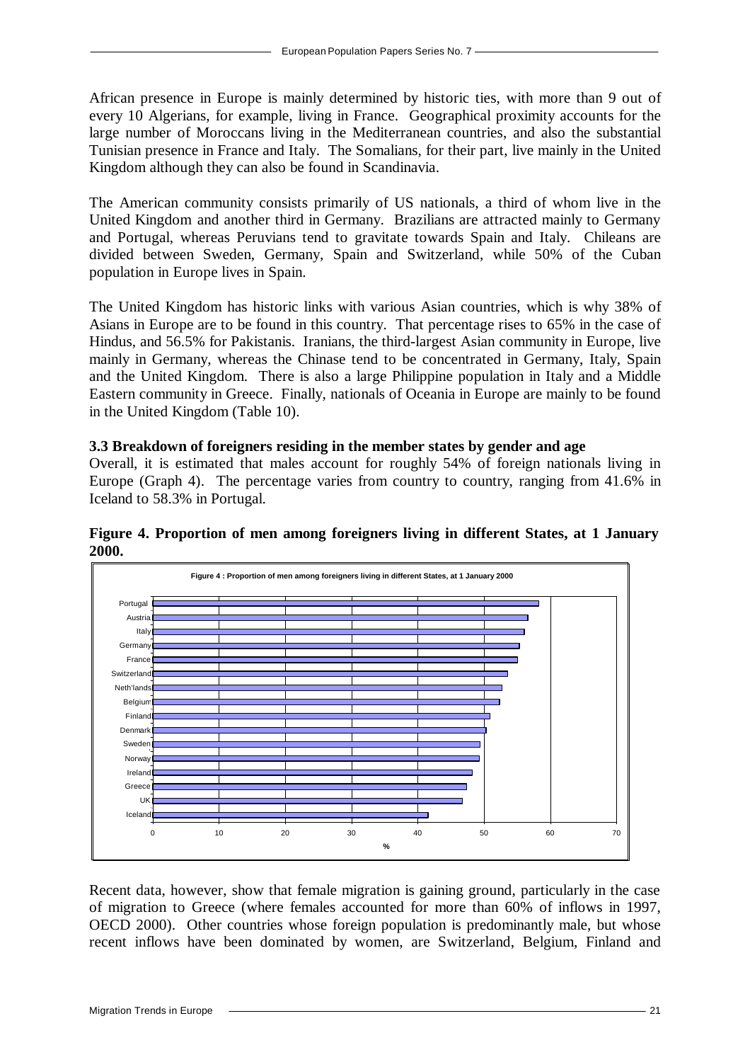African presence in Europe is mainly determined by historic ties, with more than 9 out of every 10 Algerians, for example, living in France. Geographical proximity accounts for the large number of Moroccans living in the Mediterranean countries, and also the substantial Tunisian presence in France and Italy. The Somalians, for their part, live mainly in the United Kingdom although they can also be found in Scandinavia.

The American community consists primarily of US nationals, a third of whom live in the United Kingdom and another third in Germany. Brazilians are attracted mainly to Germany and Portugal, whereas Peruvians tend to gravitate towards Spain and Italy. Chileans are divided between Sweden, Germany, Spain and Switzerland, while 50% of the Cuban population in Europe lives in Spain.

The United Kingdom has historic links with various Asian countries, which is why 38% of Asians in Europe are to be found in this country. That percentage rises to 65% in the case of Hindus, and 56.5% for Pakistanis. Iranians, the third-largest Asian community in Europe, live mainly in Germany, whereas the Chinase tend to be concentrated in Germany, Italy, Spain and the United Kingdom. There is also a large Philippine population in Italy and a Middle Eastern community in Greece. Finally, nationals of Oceania in Europe are mainly to be found in the United Kingdom (Table 10).

### 3.3 Breakdown of foreigners residing in the member states by gender and age

Overall, it is estimated that males account for roughly 54% of foreign nationals living in Europe (Graph 4). The percentage varies from country to country, ranging from 41.6% in Iceland to 58.3% in Portugal.

**Figure 4. Proportion of men among foreigners living in different States, at 1 January 2000.**

Recent data, however, show that female migration is gaining ground, particularly in the case of migration to Greece (where females accounted for more than 60% of inflows in 1997, OECD 2000). Other countries whose foreign population is predominantly male, but whose recent inflows have been dominated by women, are Switzerland, Belgium, Finland and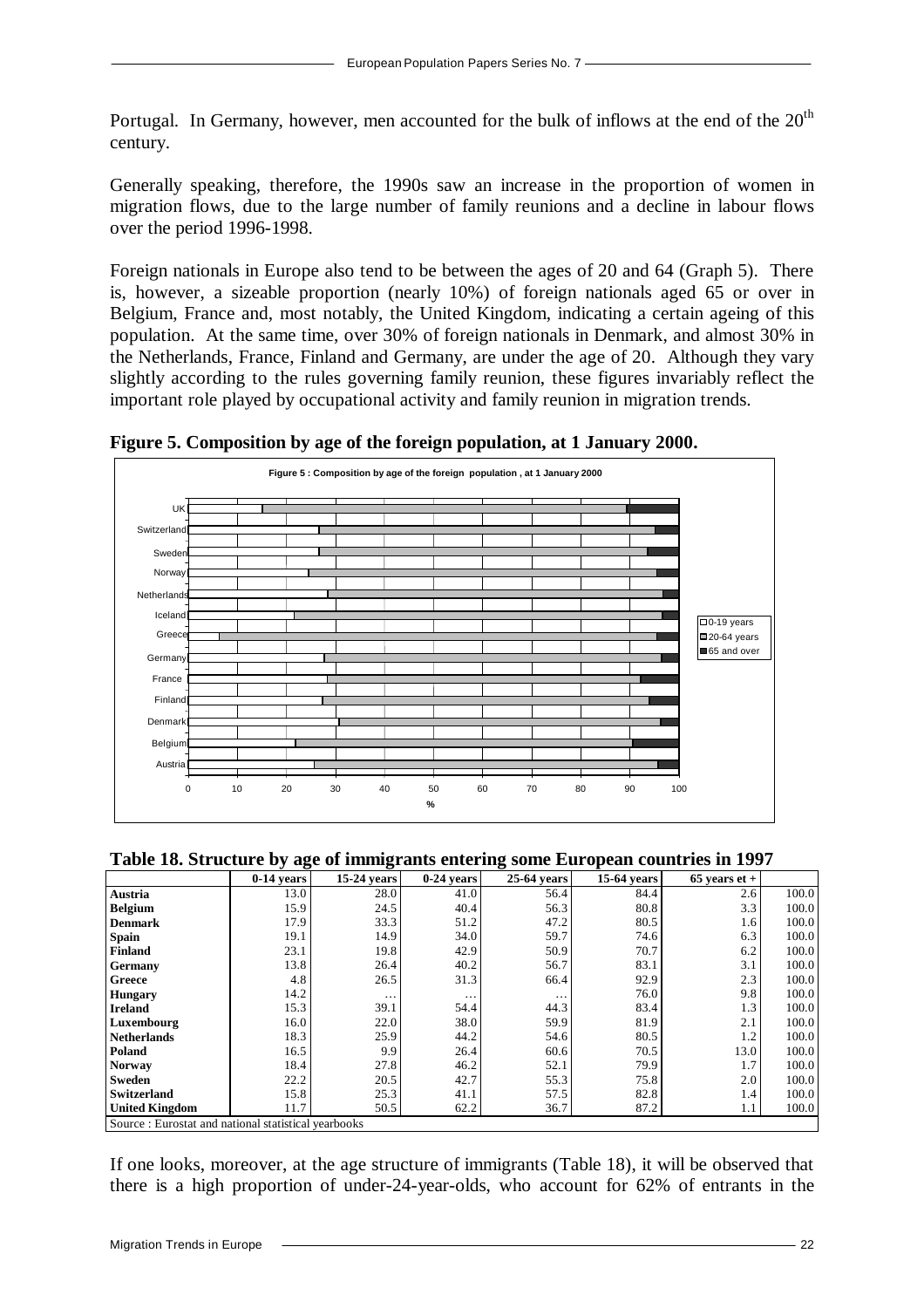Portugal. In Germany, however, men accounted for the bulk of inflows at the end of the 20th century.

Generally speaking, therefore, the 1990s saw an increase in the proportion of women in migration flows, due to the large number of family reunions and a decline in labour flows over the period 1996-1998.

Foreign nationals in Europe also tend to be between the ages of 20 and 64 (Graph 5). There is, however, a sizeable proportion (nearly 10%) of foreign nationals aged 65 or over in Belgium, France and, most notably, the United Kingdom, indicating a certain ageing of this population. At the same time, over 30% of foreign nationals in Denmark, and almost 30% in the Netherlands, France, Finland and Germany, are under the age of 20. Although they vary slightly according to the rules governing family reunion, these figures invariably reflect the important role played by occupational activity and family reunion in migration trends.

**Figure 5. Composition by age of the foreign population, at 1 January 2000.**

**Table 18. Structure by age of immigrants entering some European countries in 1997**

| | 0-14 years | 15-24 years | 0-24 years | 25-64 years | 15-64 years | 65 years et + | |
|---|---|---|---|---|---|---|---|
| **Austria** | 13.0 | 28.0 | 41.0 | 56.4 | 84.4 | 2.6 | 100.0 |
| **Belgium** | 15.9 | 24.5 | 40.4 | 56.3 | 80.8 | 3.3 | 100.0 |
| **Denmark** | 17.9 | 33.3 | 51.2 | 47.2 | 80.5 | 1.6 | 100.0 |
| **Spain** | 19.1 | 14.9 | 34.0 | 59.7 | 74.6 | 6.3 | 100.0 |
| **Finland** | 23.1 | 19.8 | 42.9 | 50.9 | 70.7 | 6.2 | 100.0 |
| **Germany** | 13.8 | 26.4 | 40.2 | 56.7 | 83.1 | 3.1 | 100.0 |
| **Greece** | 4.8 | 26.5 | 31.3 | 66.4 | 92.9 | 2.3 | 100.0 |
| **Hungary** | 14.2 | … | … | … | 76.0 | 9.8 | 100.0 |
| **Ireland** | 15.3 | 39.1 | 54.4 | 44.3 | 83.4 | 1.3 | 100.0 |
| **Luxembourg** | 16.0 | 22.0 | 38.0 | 59.9 | 81.9 | 2.1 | 100.0 |
| **Netherlands** | 18.3 | 25.9 | 44.2 | 54.6 | 80.5 | 1.2 | 100.0 |
| **Poland** | 16.5 | 9.9 | 26.4 | 60.6 | 70.5 | 13.0 | 100.0 |
| **Norway** | 18.4 | 27.8 | 46.2 | 52.1 | 79.9 | 1.7 | 100.0 |
| **Sweden** | 22.2 | 20.5 | 42.7 | 55.3 | 75.8 | 2.0 | 100.0 |
| **Switzerland** | 15.8 | 25.3 | 41.1 | 57.5 | 82.8 | 1.4 | 100.0 |
| **United Kingdom** | 11.7 | 50.5 | 62.2 | 36.7 | 87.2 | 1.1 | 100.0 |

Source : Eurostat and national statistical yearbooks

If one looks, moreover, at the age structure of immigrants (Table 18), it will be observed that there is a high proportion of under-24-year-olds, who account for 62% of entrants in the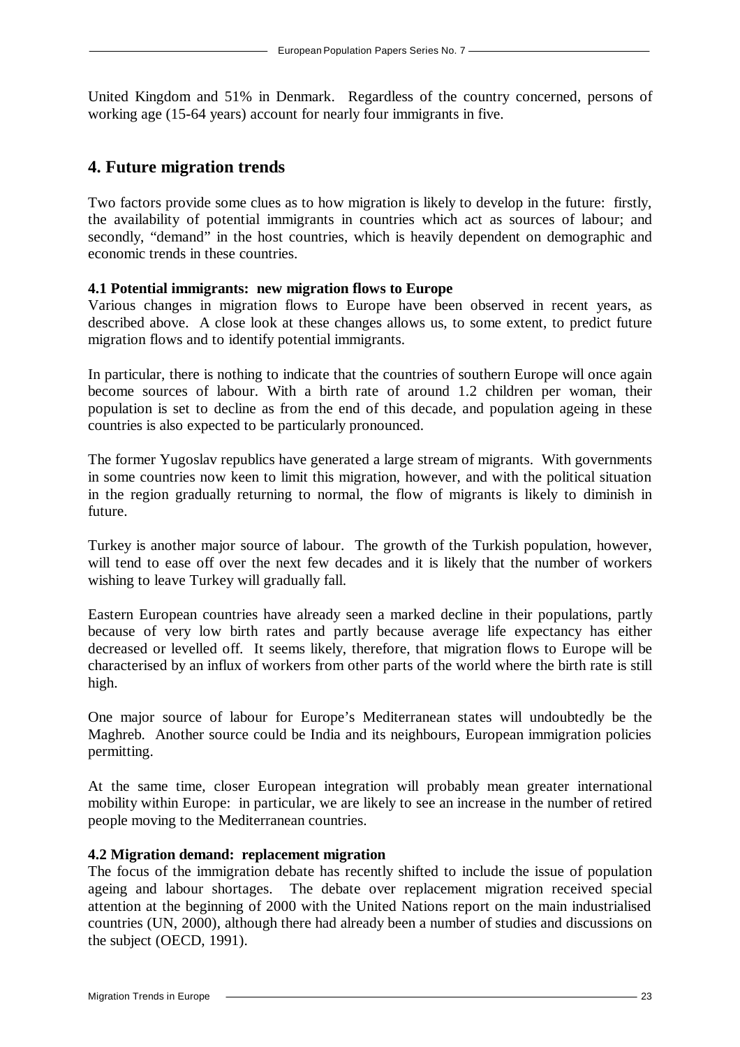United Kingdom and 51% in Denmark. Regardless of the country concerned, persons of working age (15-64 years) account for nearly four immigrants in five.

## 4. Future migration trends

Two factors provide some clues as to how migration is likely to develop in the future: firstly, the availability of potential immigrants in countries which act as sources of labour; and secondly, "demand" in the host countries, which is heavily dependent on demographic and economic trends in these countries.

### 4.1 Potential immigrants: new migration flows to Europe

Various changes in migration flows to Europe have been observed in recent years, as described above. A close look at these changes allows us, to some extent, to predict future migration flows and to identify potential immigrants.

In particular, there is nothing to indicate that the countries of southern Europe will once again become sources of labour. With a birth rate of around 1.2 children per woman, their population is set to decline as from the end of this decade, and population ageing in these countries is also expected to be particularly pronounced.

The former Yugoslav republics have generated a large stream of migrants. With governments in some countries now keen to limit this migration, however, and with the political situation in the region gradually returning to normal, the flow of migrants is likely to diminish in future.

Turkey is another major source of labour. The growth of the Turkish population, however, will tend to ease off over the next few decades and it is likely that the number of workers wishing to leave Turkey will gradually fall.

Eastern European countries have already seen a marked decline in their populations, partly because of very low birth rates and partly because average life expectancy has either decreased or levelled off. It seems likely, therefore, that migration flows to Europe will be characterised by an influx of workers from other parts of the world where the birth rate is still high.

One major source of labour for Europe's Mediterranean states will undoubtedly be the Maghreb. Another source could be India and its neighbours, European immigration policies permitting.

At the same time, closer European integration will probably mean greater international mobility within Europe: in particular, we are likely to see an increase in the number of retired people moving to the Mediterranean countries.

### 4.2 Migration demand: replacement migration

The focus of the immigration debate has recently shifted to include the issue of population ageing and labour shortages. The debate over replacement migration received special attention at the beginning of 2000 with the United Nations report on the main industrialised countries (UN, 2000), although there had already been a number of studies and discussions on the subject (OECD, 1991).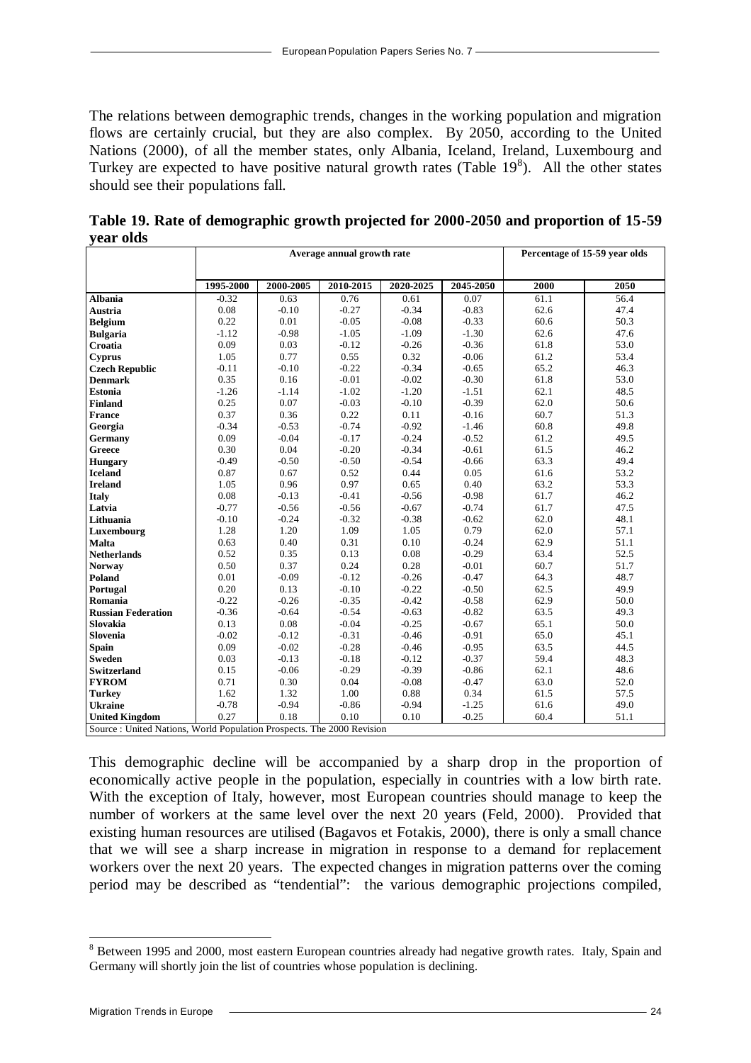The relations between demographic trends, changes in the working population and migration flows are certainly crucial, but they are also complex. By 2050, according to the United Nations (2000), of all the member states, only Albania, Iceland, Ireland, Luxembourg and Turkey are expected to have positive natural growth rates (Table 19[8]). All the other states should see their populations fall.

**Table 19. Rate of demographic growth projected for 2000-2050 and proportion of 15-59 year olds**

| | Average annual growth rate | | | | | Percentage of 15-59 year olds | |
|---|---|---|---|---|---|---|---|
| | 1995-2000 | 2000-2005 | 2010-2015 | 2020-2025 | 2045-2050 | 2000 | 2050 |
| **Albania** | -0.32 | 0.63 | 0.76 | 0.61 | 0.07 | 61.1 | 56.4 |
| **Austria** | 0.08 | -0.10 | -0.27 | -0.34 | -0.83 | 62.6 | 47.4 |
| **Belgium** | 0.22 | 0.01 | -0.05 | -0.08 | -0.33 | 60.6 | 50.3 |
| **Bulgaria** | -1.12 | -0.98 | -1.05 | -1.09 | -1.30 | 62.6 | 47.6 |
| **Croatia** | 0.09 | 0.03 | -0.12 | -0.26 | -0.36 | 61.8 | 53.0 |
| **Cyprus** | 1.05 | 0.77 | 0.55 | 0.32 | -0.06 | 61.2 | 53.4 |
| **Czech Republic** | -0.11 | -0.10 | -0.22 | -0.34 | -0.65 | 65.2 | 46.3 |
| **Denmark** | 0.35 | 0.16 | -0.01 | -0.02 | -0.30 | 61.8 | 53.0 |
| **Estonia** | -1.26 | -1.14 | -1.02 | -1.20 | -1.51 | 62.1 | 48.5 |
| **Finland** | 0.25 | 0.07 | -0.03 | -0.10 | -0.39 | 62.0 | 50.6 |
| **France** | 0.37 | 0.36 | 0.22 | 0.11 | -0.16 | 60.7 | 51.3 |
| **Georgia** | -0.34 | -0.53 | -0.74 | -0.92 | -1.46 | 60.8 | 49.8 |
| **Germany** | 0.09 | -0.04 | -0.17 | -0.24 | -0.52 | 61.2 | 49.5 |
| **Greece** | 0.30 | 0.04 | -0.20 | -0.34 | -0.61 | 61.5 | 46.2 |
| **Hungary** | -0.49 | -0.50 | -0.50 | -0.54 | -0.66 | 63.3 | 49.4 |
| **Iceland** | 0.87 | 0.67 | 0.52 | 0.44 | 0.05 | 61.6 | 53.2 |
| **Ireland** | 1.05 | 0.96 | 0.97 | 0.65 | 0.40 | 63.2 | 53.3 |
| **Italy** | 0.08 | -0.13 | -0.41 | -0.56 | -0.98 | 61.7 | 46.2 |
| **Latvia** | -0.77 | -0.56 | -0.56 | -0.67 | -0.74 | 61.7 | 47.5 |
| **Lithuania** | -0.10 | -0.24 | -0.32 | -0.38 | -0.62 | 62.0 | 48.1 |
| **Luxembourg** | 1.28 | 1.20 | 1.09 | 1.05 | 0.79 | 62.0 | 57.1 |
| **Malta** | 0.63 | 0.40 | 0.31 | 0.10 | -0.24 | 62.9 | 51.1 |
| **Netherlands** | 0.52 | 0.35 | 0.13 | 0.08 | -0.29 | 63.4 | 52.5 |
| **Norway** | 0.50 | 0.37 | 0.24 | 0.28 | -0.01 | 60.7 | 51.7 |
| **Poland** | 0.01 | -0.09 | -0.12 | -0.26 | -0.47 | 64.3 | 48.7 |
| **Portugal** | 0.20 | 0.13 | -0.10 | -0.22 | -0.50 | 62.5 | 49.9 |
| **Romania** | -0.22 | -0.26 | -0.35 | -0.42 | -0.58 | 62.9 | 50.0 |
| **Russian Federation** | -0.36 | -0.64 | -0.54 | -0.63 | -0.82 | 63.5 | 49.3 |
| **Slovakia** | 0.13 | 0.08 | -0.04 | -0.25 | -0.67 | 65.1 | 50.0 |
| **Slovenia** | -0.02 | -0.12 | -0.31 | -0.46 | -0.91 | 65.0 | 45.1 |
| **Spain** | 0.09 | -0.02 | -0.28 | -0.46 | -0.95 | 63.5 | 44.5 |
| **Sweden** | 0.03 | -0.13 | -0.18 | -0.12 | -0.37 | 59.4 | 48.3 |
| **Switzerland** | 0.15 | -0.06 | -0.29 | -0.39 | -0.86 | 62.1 | 48.6 |
| **FYROM** | 0.71 | 0.30 | 0.04 | -0.08 | -0.47 | 63.0 | 52.0 |
| **Turkey** | 1.62 | 1.32 | 1.00 | 0.88 | 0.34 | 61.5 | 57.5 |
| **Ukraine** | -0.78 | -0.94 | -0.86 | -0.94 | -1.25 | 61.6 | 49.0 |
| **United Kingdom** | 0.27 | 0.18 | 0.10 | 0.10 | -0.25 | 60.4 | 51.1 |

Source : United Nations, World Population Prospects. The 2000 Revision

This demographic decline will be accompanied by a sharp drop in the proportion of economically active people in the population, especially in countries with a low birth rate. With the exception of Italy, however, most European countries should manage to keep the number of workers at the same level over the next 20 years (Feld, 2000). Provided that existing human resources are utilised (Bagavos et Fotakis, 2000), there is only a small chance that we will see a sharp increase in migration in response to a demand for replacement workers over the next 20 years. The expected changes in migration patterns over the coming period may be described as "tendential": the various demographic projections compiled,

[8] Between 1995 and 2000, most eastern European countries already had negative growth rates. Italy, Spain and Germany will shortly join the list of countries whose population is declining.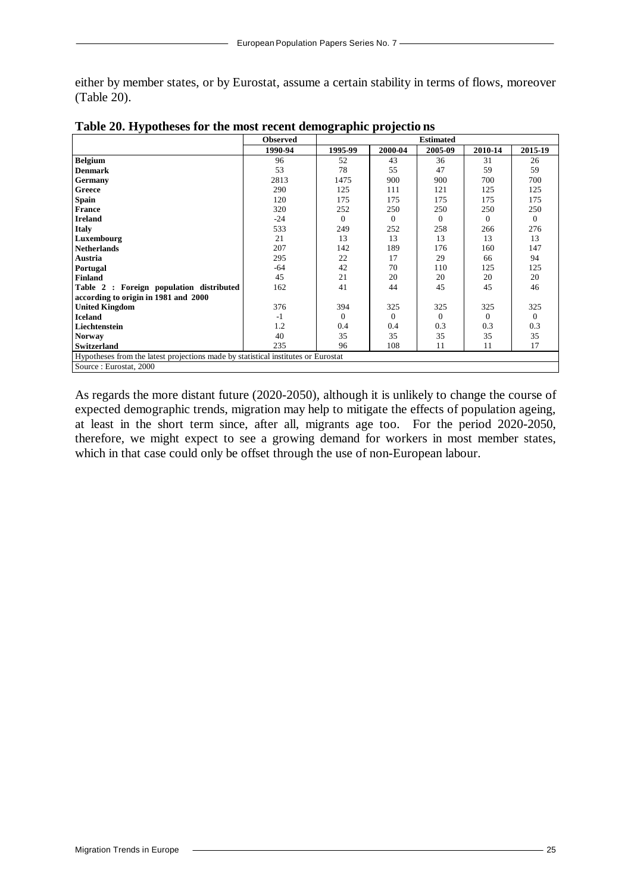either by member states, or by Eurostat, assume a certain stability in terms of flows, moreover (Table 20).

**Table 20. Hypotheses for the most recent demographic projectio ns**

| | Observed | Estimated | | | | |
|---|---|---|---|---|---|---|
| | 1990-94 | 1995-99 | 2000-04 | 2005-09 | 2010-14 | 2015-19 |
| **Belgium** | 96 | 52 | 43 | 36 | 31 | 26 |
| **Denmark** | 53 | 78 | 55 | 47 | 59 | 59 |
| **Germany** | 2813 | 1475 | 900 | 900 | 700 | 700 |
| **Greece** | 290 | 125 | 111 | 121 | 125 | 125 |
| **Spain** | 120 | 175 | 175 | 175 | 175 | 175 |
| **France** | 320 | 252 | 250 | 250 | 250 | 250 |
| **Ireland** | -24 | 0 | 0 | 0 | 0 | 0 |
| **Italy** | 533 | 249 | 252 | 258 | 266 | 276 |
| **Luxembourg** | 21 | 13 | 13 | 13 | 13 | 13 |
| **Netherlands** | 207 | 142 | 189 | 176 | 160 | 147 |
| **Austria** | 295 | 22 | 17 | 29 | 66 | 94 |
| **Portugal** | -64 | 42 | 70 | 110 | 125 | 125 |
| **Finland** | 45 | 21 | 20 | 20 | 20 | 20 |
| **Table 2 : Foreign population distributed according to origin in 1981 and 2000** | 162 | 41 | 44 | 45 | 45 | 46 |
| **United Kingdom** | 376 | 394 | 325 | 325 | 325 | 325 |
| **Iceland** | -1 | 0 | 0 | 0 | 0 | 0 |
| **Liechtenstein** | 1.2 | 0.4 | 0.4 | 0.3 | 0.3 | 0.3 |
| **Norway** | 40 | 35 | 35 | 35 | 35 | 35 |
| **Switzerland** | 235 | 96 | 108 | 11 | 11 | 17 |

Hypotheses from the latest projections made by statistical institutes or Eurostat

Source : Eurostat, 2000

As regards the more distant future (2020-2050), although it is unlikely to change the course of expected demographic trends, migration may help to mitigate the effects of population ageing, at least in the short term since, after all, migrants age too. For the period 2020-2050, therefore, we might expect to see a growing demand for workers in most member states, which in that case could only be offset through the use of non-European labour.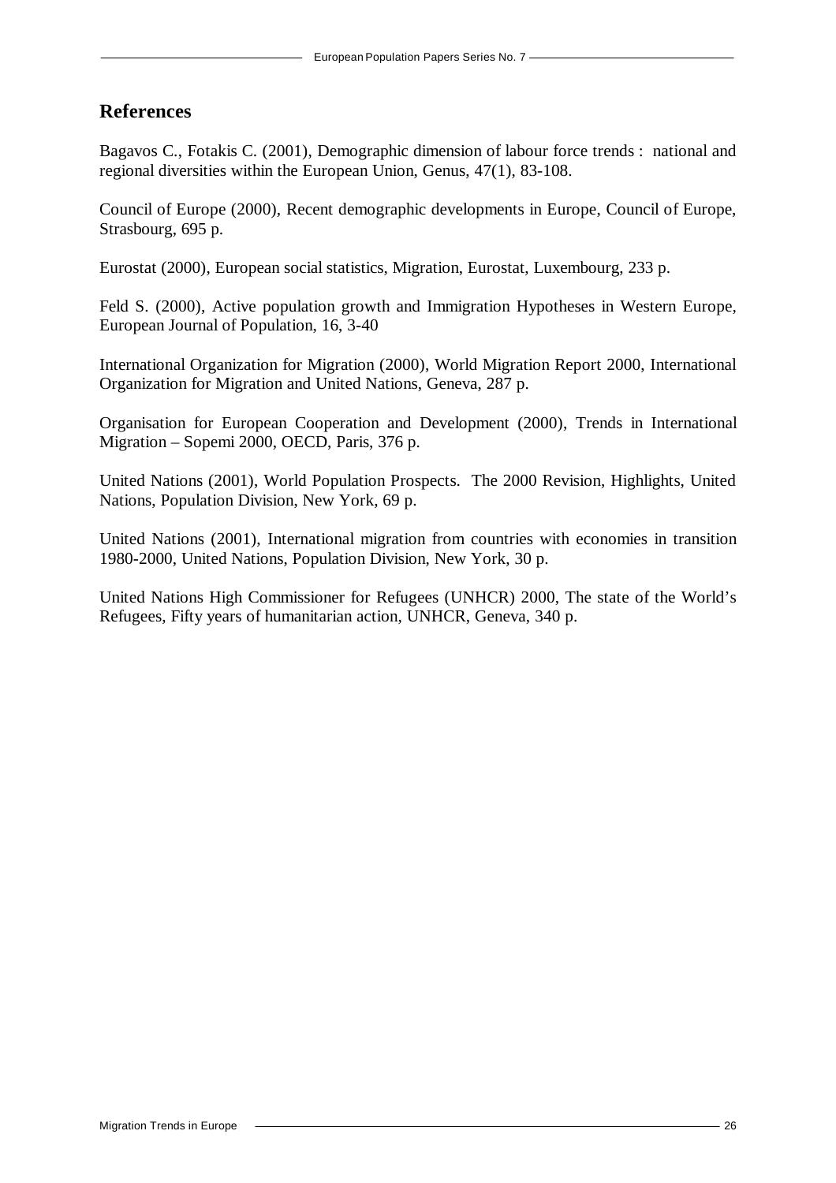## References

Bagavos C., Fotakis C. (2001), Demographic dimension of labour force trends : national and regional diversities within the European Union, Genus, 47(1), 83-108.

Council of Europe (2000), Recent demographic developments in Europe, Council of Europe, Strasbourg, 695 p.

Eurostat (2000), European social statistics, Migration, Eurostat, Luxembourg, 233 p.

Feld S. (2000), Active population growth and Immigration Hypotheses in Western Europe, European Journal of Population, 16, 3-40

International Organization for Migration (2000), World Migration Report 2000, International Organization for Migration and United Nations, Geneva, 287 p.

Organisation for European Cooperation and Development (2000), Trends in International Migration – Sopemi 2000, OECD, Paris, 376 p.

United Nations (2001), World Population Prospects. The 2000 Revision, Highlights, United Nations, Population Division, New York, 69 p.

United Nations (2001), International migration from countries with economies in transition 1980-2000, United Nations, Population Division, New York, 30 p.

United Nations High Commissioner for Refugees (UNHCR) 2000, The state of the World's Refugees, Fifty years of humanitarian action, UNHCR, Geneva, 340 p.